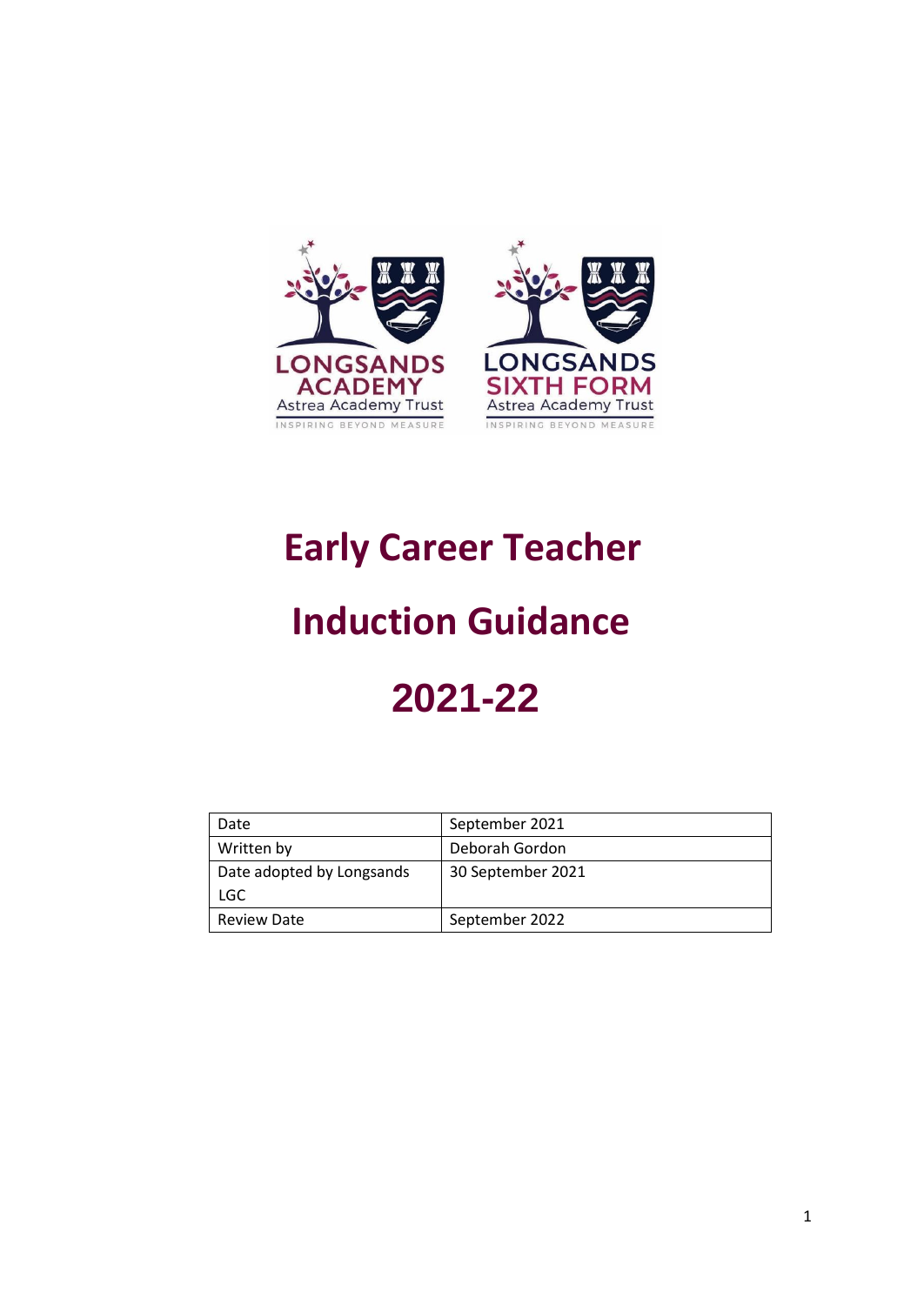LONGSANDS ACADEMY
Astrea Academy Trust
INSPIRING BEYOND MEASURE

LONGSANDS SIXTH FORM
Astrea Academy Trust
INSPIRING BEYOND MEASURE

# Early Career Teacher

# Induction Guidance

# 2021-22

| Date | September 2021 |
|---|---|
| Written by | Deborah Gordon |
| Date adopted by Longsands LGC | 30 September 2021 |
| Review Date | September 2022 |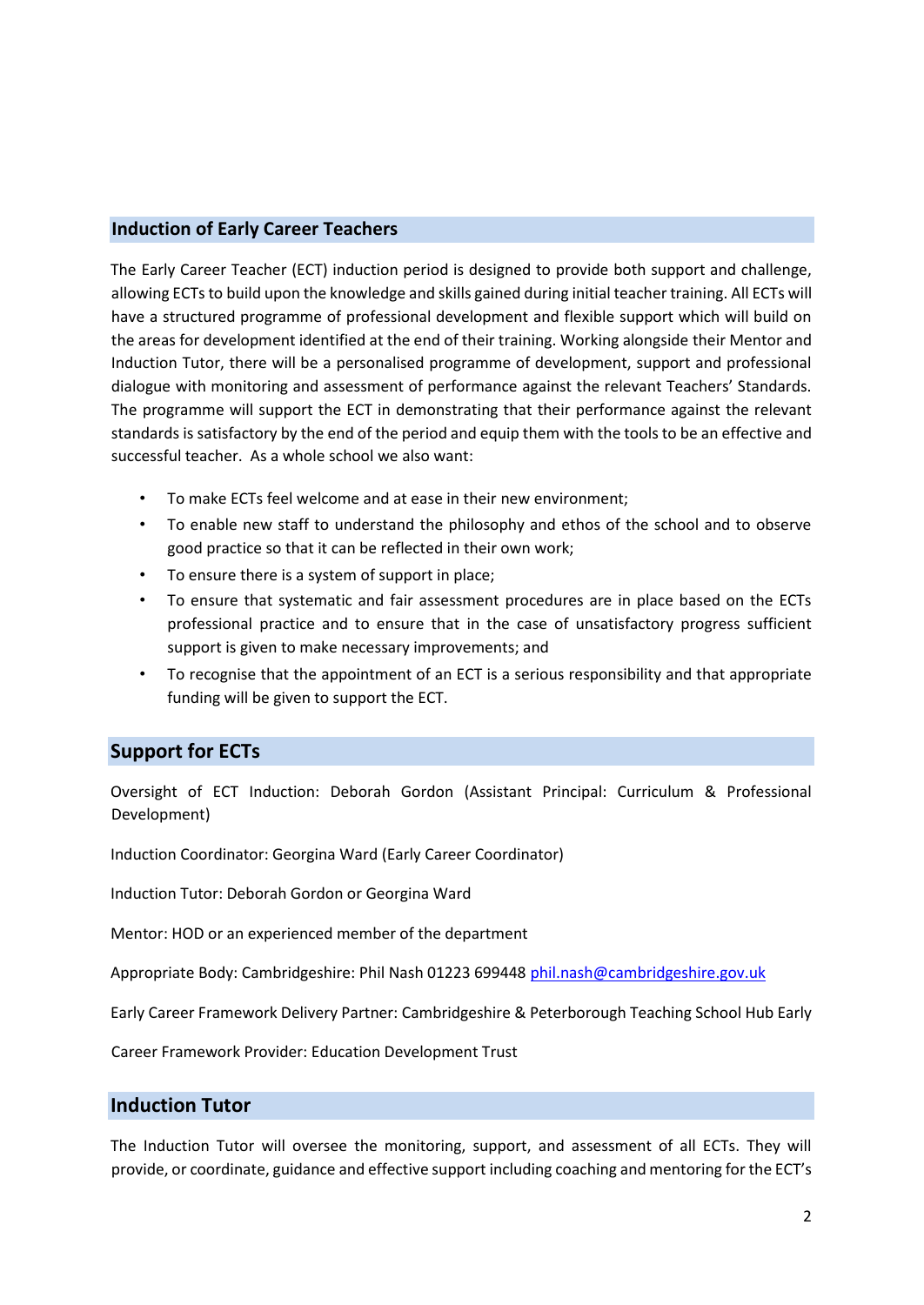## Induction of Early Career Teachers

The Early Career Teacher (ECT) induction period is designed to provide both support and challenge, allowing ECTs to build upon the knowledge and skills gained during initial teacher training. All ECTs will have a structured programme of professional development and flexible support which will build on the areas for development identified at the end of their training. Working alongside their Mentor and Induction Tutor, there will be a personalised programme of development, support and professional dialogue with monitoring and assessment of performance against the relevant Teachers' Standards. The programme will support the ECT in demonstrating that their performance against the relevant standards is satisfactory by the end of the period and equip them with the tools to be an effective and successful teacher. As a whole school we also want:

- To make ECTs feel welcome and at ease in their new environment;
- To enable new staff to understand the philosophy and ethos of the school and to observe good practice so that it can be reflected in their own work;
- To ensure there is a system of support in place;
- To ensure that systematic and fair assessment procedures are in place based on the ECTs professional practice and to ensure that in the case of unsatisfactory progress sufficient support is given to make necessary improvements; and
- To recognise that the appointment of an ECT is a serious responsibility and that appropriate funding will be given to support the ECT.

## Support for ECTs

Oversight of ECT Induction: Deborah Gordon (Assistant Principal: Curriculum & Professional Development)

Induction Coordinator: Georgina Ward (Early Career Coordinator)

Induction Tutor: Deborah Gordon or Georgina Ward

Mentor: HOD or an experienced member of the department

Appropriate Body: Cambridgeshire: Phil Nash 01223 699448 phil.nash@cambridgeshire.gov.uk

Early Career Framework Delivery Partner: Cambridgeshire & Peterborough Teaching School Hub Early

Career Framework Provider: Education Development Trust

## Induction Tutor

The Induction Tutor will oversee the monitoring, support, and assessment of all ECTs. They will provide, or coordinate, guidance and effective support including coaching and mentoring for the ECT's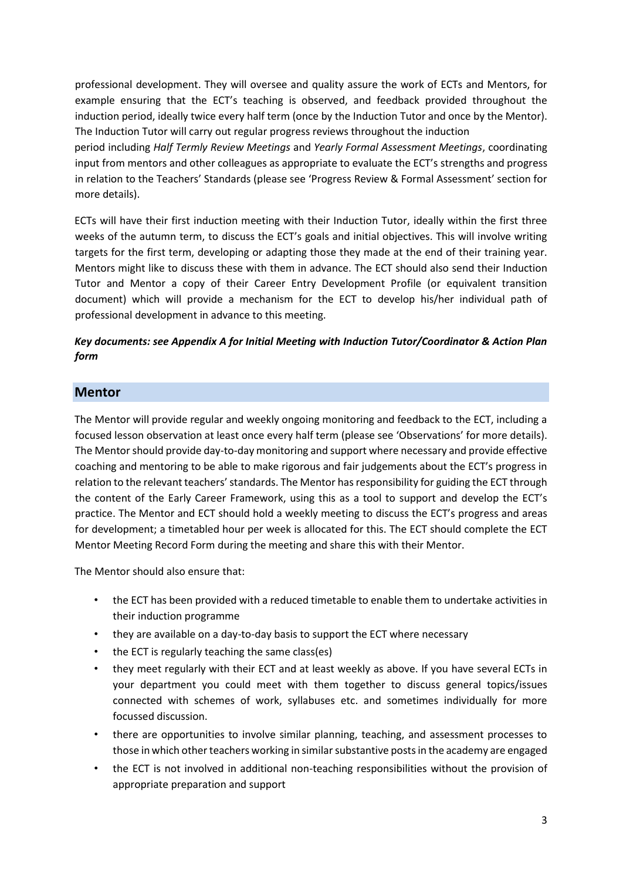professional development. They will oversee and quality assure the work of ECTs and Mentors, for example ensuring that the ECT's teaching is observed, and feedback provided throughout the induction period, ideally twice every half term (once by the Induction Tutor and once by the Mentor). The Induction Tutor will carry out regular progress reviews throughout the induction period including *Half Termly Review Meetings* and *Yearly Formal Assessment Meetings*, coordinating input from mentors and other colleagues as appropriate to evaluate the ECT's strengths and progress in relation to the Teachers' Standards (please see 'Progress Review & Formal Assessment' section for more details).

ECTs will have their first induction meeting with their Induction Tutor, ideally within the first three weeks of the autumn term, to discuss the ECT's goals and initial objectives. This will involve writing targets for the first term, developing or adapting those they made at the end of their training year. Mentors might like to discuss these with them in advance. The ECT should also send their Induction Tutor and Mentor a copy of their Career Entry Development Profile (or equivalent transition document) which will provide a mechanism for the ECT to develop his/her individual path of professional development in advance to this meeting.

***Key documents: see Appendix A for Initial Meeting with Induction Tutor/Coordinator & Action Plan form***

## Mentor

The Mentor will provide regular and weekly ongoing monitoring and feedback to the ECT, including a focused lesson observation at least once every half term (please see 'Observations' for more details). The Mentor should provide day-to-day monitoring and support where necessary and provide effective coaching and mentoring to be able to make rigorous and fair judgements about the ECT's progress in relation to the relevant teachers' standards. The Mentor has responsibility for guiding the ECT through the content of the Early Career Framework, using this as a tool to support and develop the ECT's practice. The Mentor and ECT should hold a weekly meeting to discuss the ECT's progress and areas for development; a timetabled hour per week is allocated for this. The ECT should complete the ECT Mentor Meeting Record Form during the meeting and share this with their Mentor.

The Mentor should also ensure that:

- the ECT has been provided with a reduced timetable to enable them to undertake activities in their induction programme
- they are available on a day-to-day basis to support the ECT where necessary
- the ECT is regularly teaching the same class(es)
- they meet regularly with their ECT and at least weekly as above. If you have several ECTs in your department you could meet with them together to discuss general topics/issues connected with schemes of work, syllabuses etc. and sometimes individually for more focussed discussion.
- there are opportunities to involve similar planning, teaching, and assessment processes to those in which other teachers working in similar substantive posts in the academy are engaged
- the ECT is not involved in additional non-teaching responsibilities without the provision of appropriate preparation and support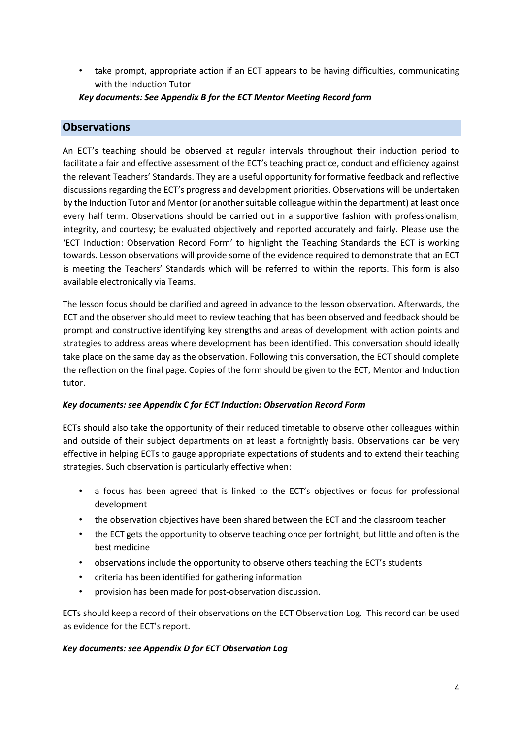- take prompt, appropriate action if an ECT appears to be having difficulties, communicating with the Induction Tutor

***Key documents: See Appendix B for the ECT Mentor Meeting Record form***

## Observations

An ECT's teaching should be observed at regular intervals throughout their induction period to facilitate a fair and effective assessment of the ECT's teaching practice, conduct and efficiency against the relevant Teachers' Standards. They are a useful opportunity for formative feedback and reflective discussions regarding the ECT's progress and development priorities. Observations will be undertaken by the Induction Tutor and Mentor (or another suitable colleague within the department) at least once every half term. Observations should be carried out in a supportive fashion with professionalism, integrity, and courtesy; be evaluated objectively and reported accurately and fairly. Please use the 'ECT Induction: Observation Record Form' to highlight the Teaching Standards the ECT is working towards. Lesson observations will provide some of the evidence required to demonstrate that an ECT is meeting the Teachers' Standards which will be referred to within the reports. This form is also available electronically via Teams.

The lesson focus should be clarified and agreed in advance to the lesson observation. Afterwards, the ECT and the observer should meet to review teaching that has been observed and feedback should be prompt and constructive identifying key strengths and areas of development with action points and strategies to address areas where development has been identified. This conversation should ideally take place on the same day as the observation. Following this conversation, the ECT should complete the reflection on the final page. Copies of the form should be given to the ECT, Mentor and Induction tutor.

***Key documents: see Appendix C for ECT Induction: Observation Record Form***

ECTs should also take the opportunity of their reduced timetable to observe other colleagues within and outside of their subject departments on at least a fortnightly basis. Observations can be very effective in helping ECTs to gauge appropriate expectations of students and to extend their teaching strategies. Such observation is particularly effective when:

- a focus has been agreed that is linked to the ECT's objectives or focus for professional development
- the observation objectives have been shared between the ECT and the classroom teacher
- the ECT gets the opportunity to observe teaching once per fortnight, but little and often is the best medicine
- observations include the opportunity to observe others teaching the ECT's students
- criteria has been identified for gathering information
- provision has been made for post-observation discussion.

ECTs should keep a record of their observations on the ECT Observation Log. This record can be used as evidence for the ECT's report.

***Key documents: see Appendix D for ECT Observation Log***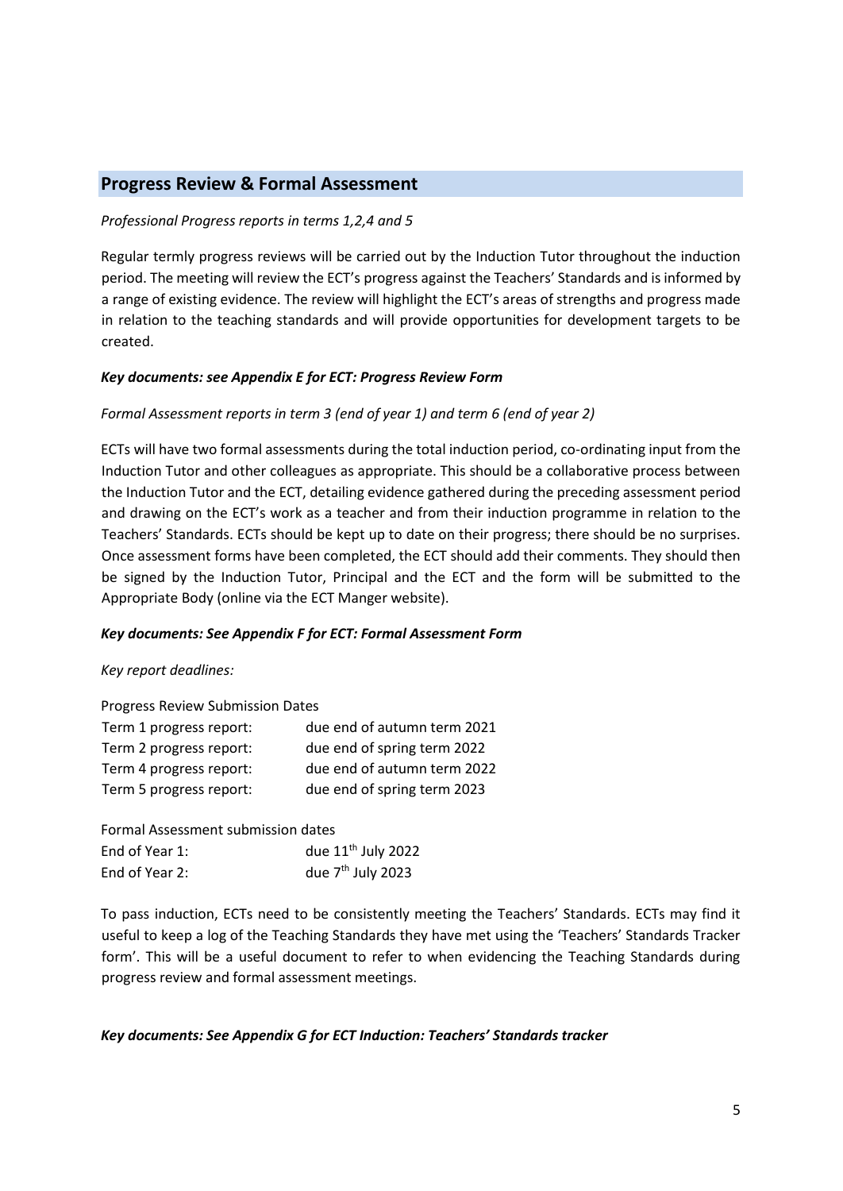## Progress Review & Formal Assessment

*Professional Progress reports in terms 1,2,4 and 5*

Regular termly progress reviews will be carried out by the Induction Tutor throughout the induction period. The meeting will review the ECT's progress against the Teachers' Standards and is informed by a range of existing evidence. The review will highlight the ECT's areas of strengths and progress made in relation to the teaching standards and will provide opportunities for development targets to be created.

***Key documents: see Appendix E for ECT: Progress Review Form***

*Formal Assessment reports in term 3 (end of year 1) and term 6 (end of year 2)*

ECTs will have two formal assessments during the total induction period, co-ordinating input from the Induction Tutor and other colleagues as appropriate. This should be a collaborative process between the Induction Tutor and the ECT, detailing evidence gathered during the preceding assessment period and drawing on the ECT's work as a teacher and from their induction programme in relation to the Teachers' Standards. ECTs should be kept up to date on their progress; there should be no surprises. Once assessment forms have been completed, the ECT should add their comments. They should then be signed by the Induction Tutor, Principal and the ECT and the form will be submitted to the Appropriate Body (online via the ECT Manger website).

***Key documents: See Appendix F for ECT: Formal Assessment Form***

*Key report deadlines:*

Progress Review Submission Dates

| | |
|---|---|
| Term 1 progress report: | due end of autumn term 2021 |
| Term 2 progress report: | due end of spring term 2022 |
| Term 4 progress report: | due end of autumn term 2022 |
| Term 5 progress report: | due end of spring term 2023 |

Formal Assessment submission dates

| | |
|---|---|
| End of Year 1: | due 11th July 2022 |
| End of Year 2: | due 7th July 2023 |

To pass induction, ECTs need to be consistently meeting the Teachers' Standards. ECTs may find it useful to keep a log of the Teaching Standards they have met using the 'Teachers' Standards Tracker form'. This will be a useful document to refer to when evidencing the Teaching Standards during progress review and formal assessment meetings.

***Key documents: See Appendix G for ECT Induction: Teachers' Standards tracker***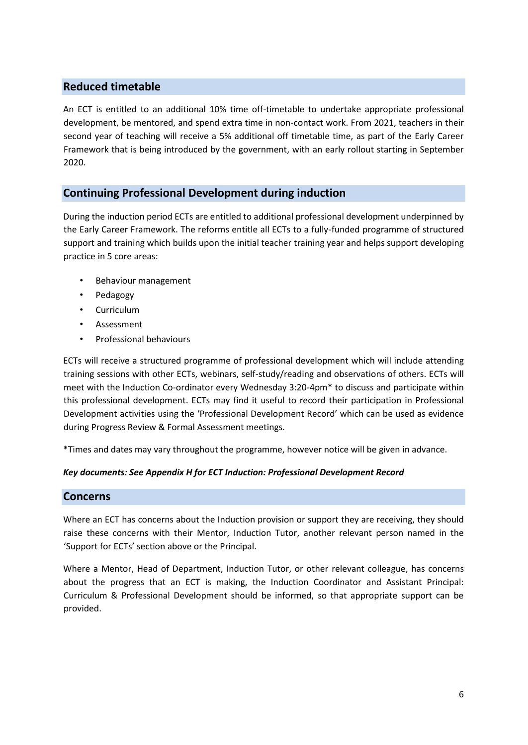## Reduced timetable

An ECT is entitled to an additional 10% time off-timetable to undertake appropriate professional development, be mentored, and spend extra time in non-contact work. From 2021, teachers in their second year of teaching will receive a 5% additional off timetable time, as part of the Early Career Framework that is being introduced by the government, with an early rollout starting in September 2020.

## Continuing Professional Development during induction

During the induction period ECTs are entitled to additional professional development underpinned by the Early Career Framework. The reforms entitle all ECTs to a fully-funded programme of structured support and training which builds upon the initial teacher training year and helps support developing practice in 5 core areas:

- Behaviour management
- Pedagogy
- Curriculum
- Assessment
- Professional behaviours

ECTs will receive a structured programme of professional development which will include attending training sessions with other ECTs, webinars, self-study/reading and observations of others. ECTs will meet with the Induction Co-ordinator every Wednesday 3:20-4pm* to discuss and participate within this professional development. ECTs may find it useful to record their participation in Professional Development activities using the 'Professional Development Record' which can be used as evidence during Progress Review & Formal Assessment meetings.

*Times and dates may vary throughout the programme, however notice will be given in advance.

***Key documents: See Appendix H for ECT Induction: Professional Development Record***

## Concerns

Where an ECT has concerns about the Induction provision or support they are receiving, they should raise these concerns with their Mentor, Induction Tutor, another relevant person named in the 'Support for ECTs' section above or the Principal.

Where a Mentor, Head of Department, Induction Tutor, or other relevant colleague, has concerns about the progress that an ECT is making, the Induction Coordinator and Assistant Principal: Curriculum & Professional Development should be informed, so that appropriate support can be provided.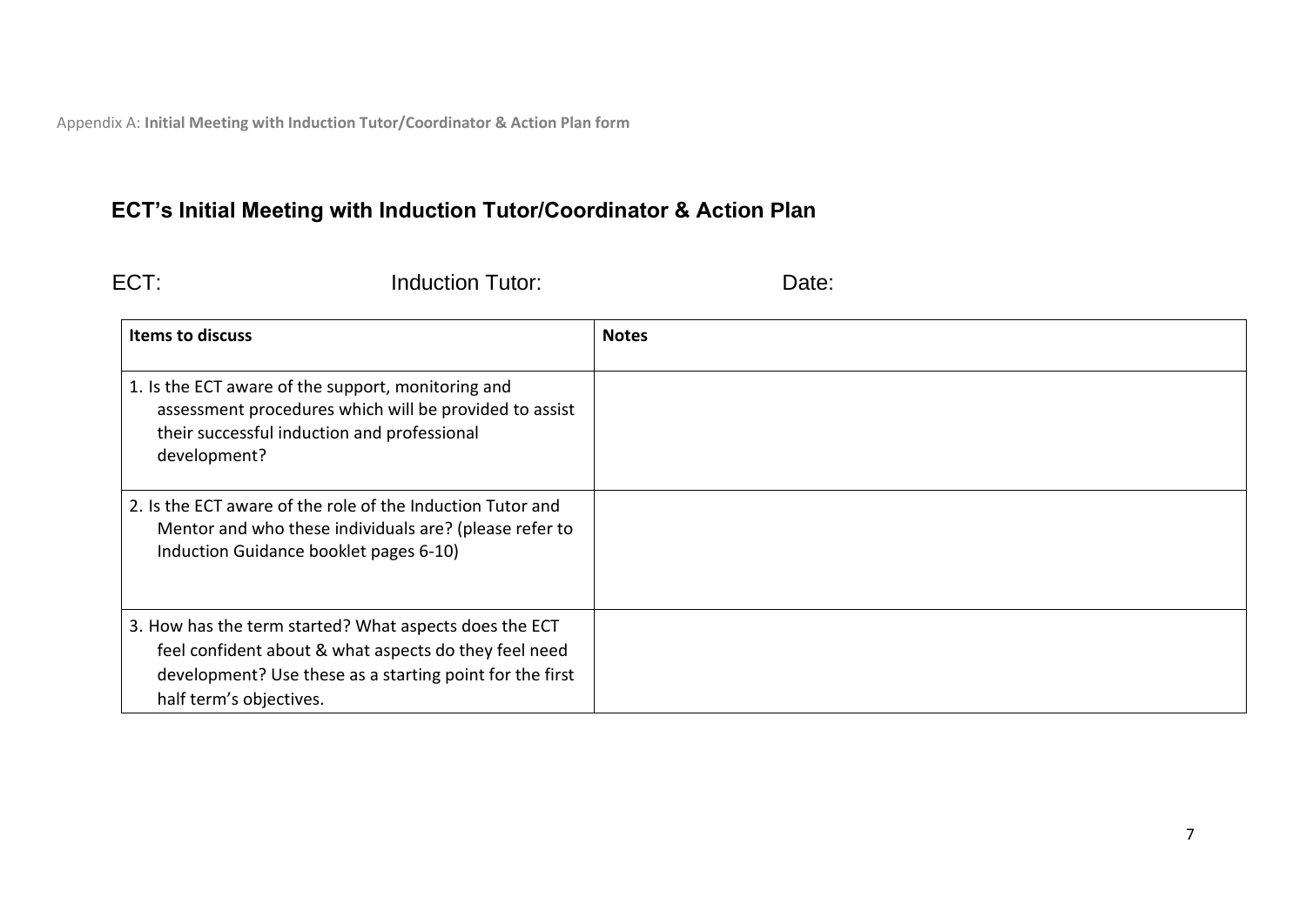Appendix A: **Initial Meeting with Induction Tutor/Coordinator & Action Plan form**

## ECT's Initial Meeting with Induction Tutor/Coordinator & Action Plan

ECT: Induction Tutor: Date:

| Items to discuss | Notes |
|---|---|
| 1. Is the ECT aware of the support, monitoring and assessment procedures which will be provided to assist their successful induction and professional development? | |
| 2. Is the ECT aware of the role of the Induction Tutor and Mentor and who these individuals are? (please refer to Induction Guidance booklet pages 6-10) | |
| 3. How has the term started? What aspects does the ECT feel confident about & what aspects do they feel need development? Use these as a starting point for the first half term's objectives. | |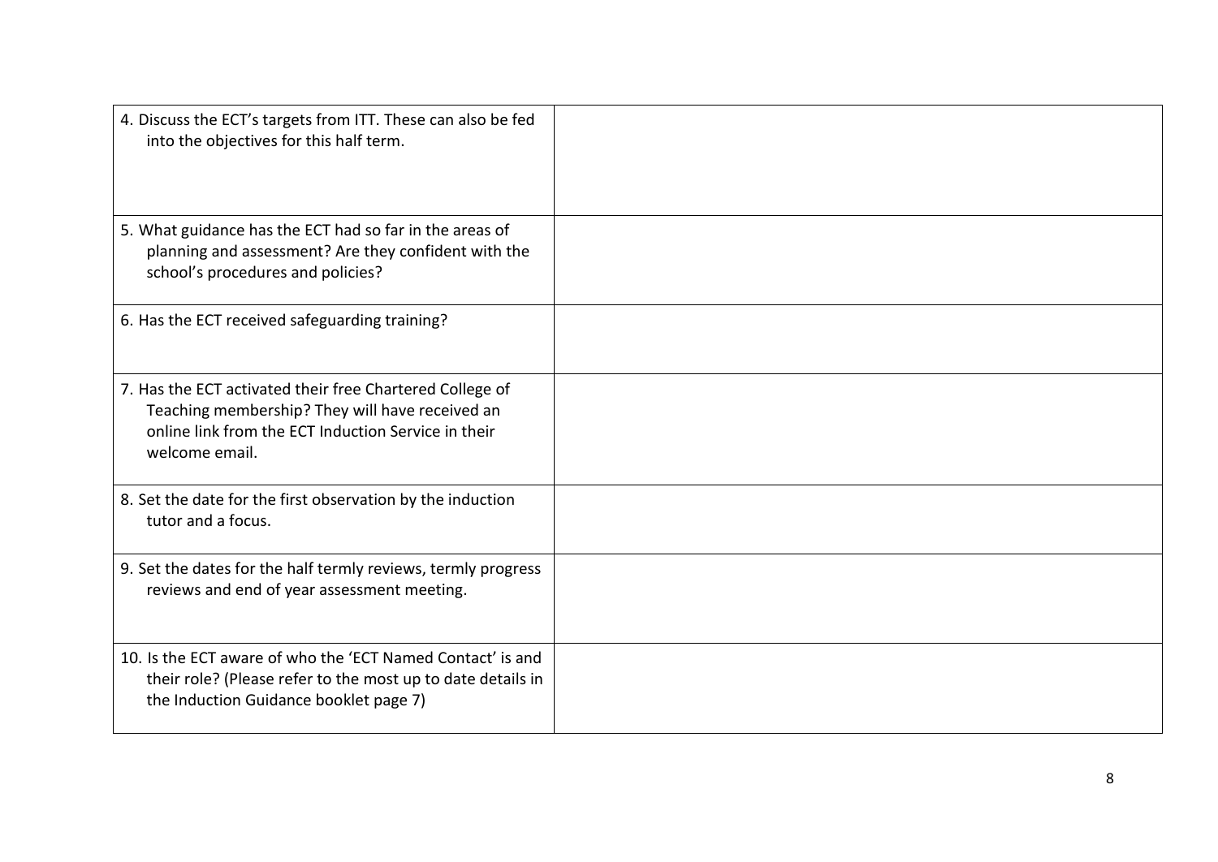| | |
|---|---|
| 4. Discuss the ECT's targets from ITT. These can also be fed into the objectives for this half term. | |
| 5. What guidance has the ECT had so far in the areas of planning and assessment? Are they confident with the school's procedures and policies? | |
| 6. Has the ECT received safeguarding training? | |
| 7. Has the ECT activated their free Chartered College of Teaching membership? They will have received an online link from the ECT Induction Service in their welcome email. | |
| 8. Set the date for the first observation by the induction tutor and a focus. | |
| 9. Set the dates for the half termly reviews, termly progress reviews and end of year assessment meeting. | |
| 10. Is the ECT aware of who the 'ECT Named Contact' is and their role? (Please refer to the most up to date details in the Induction Guidance booklet page 7) | |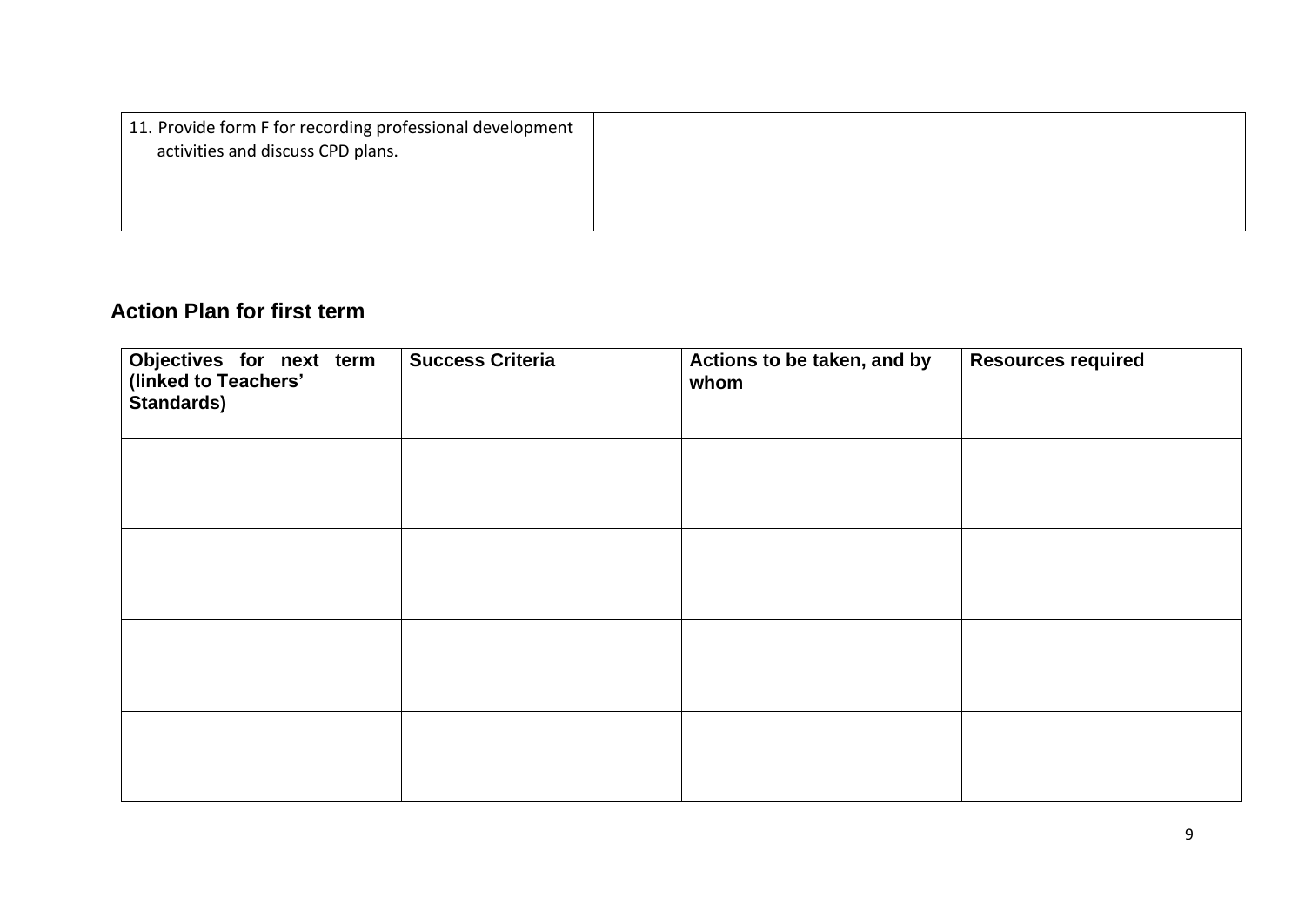| 11. Provide form F for recording professional development activities and discuss CPD plans. | |
|---|---|

## Action Plan for first term

| Objectives for next term (linked to Teachers' Standards) | Success Criteria | Actions to be taken, and by whom | Resources required |
|---|---|---|---|
| | | | |
| | | | |
| | | | |
| | | | |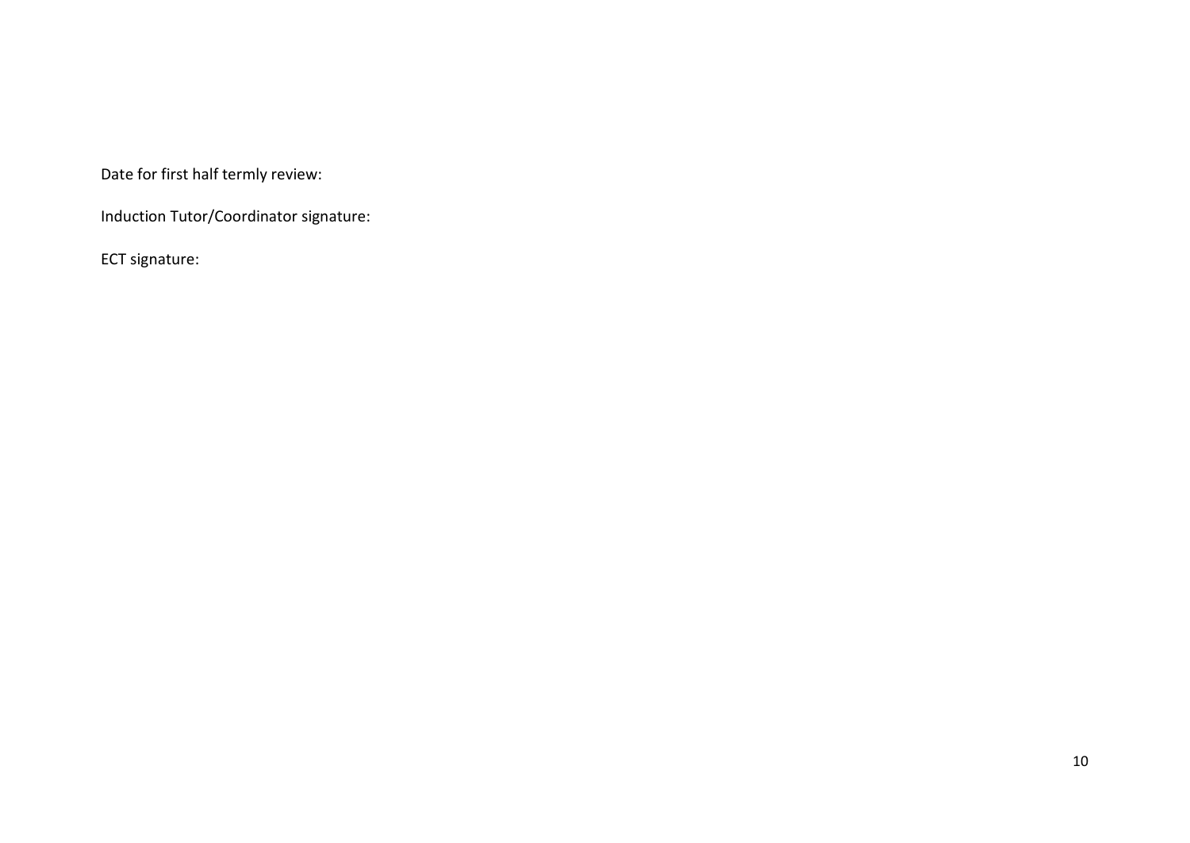Date for first half termly review:

Induction Tutor/Coordinator signature:

ECT signature: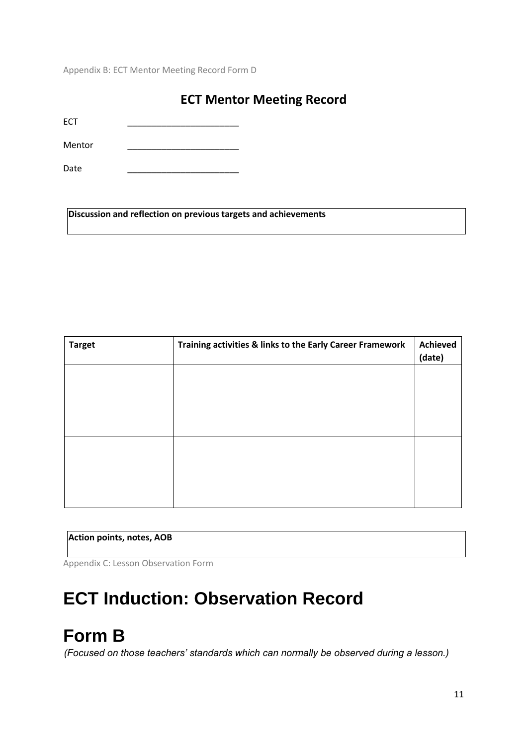Appendix B: ECT Mentor Meeting Record Form D

## ECT Mentor Meeting Record

ECT ______________________

Mentor ______________________

Date ______________________

| **Discussion and reflection on previous targets and achievements** |
|---|
| |

| **Target** | **Training activities & links to the Early Career Framework** | **Achieved (date)** |
|---|---|---|
| | | |
| | | |

| **Action points, notes, AOB** |
|---|
| |

Appendix C: Lesson Observation Form

# ECT Induction: Observation Record

# Form B

*(Focused on those teachers' standards which can normally be observed during a lesson.)*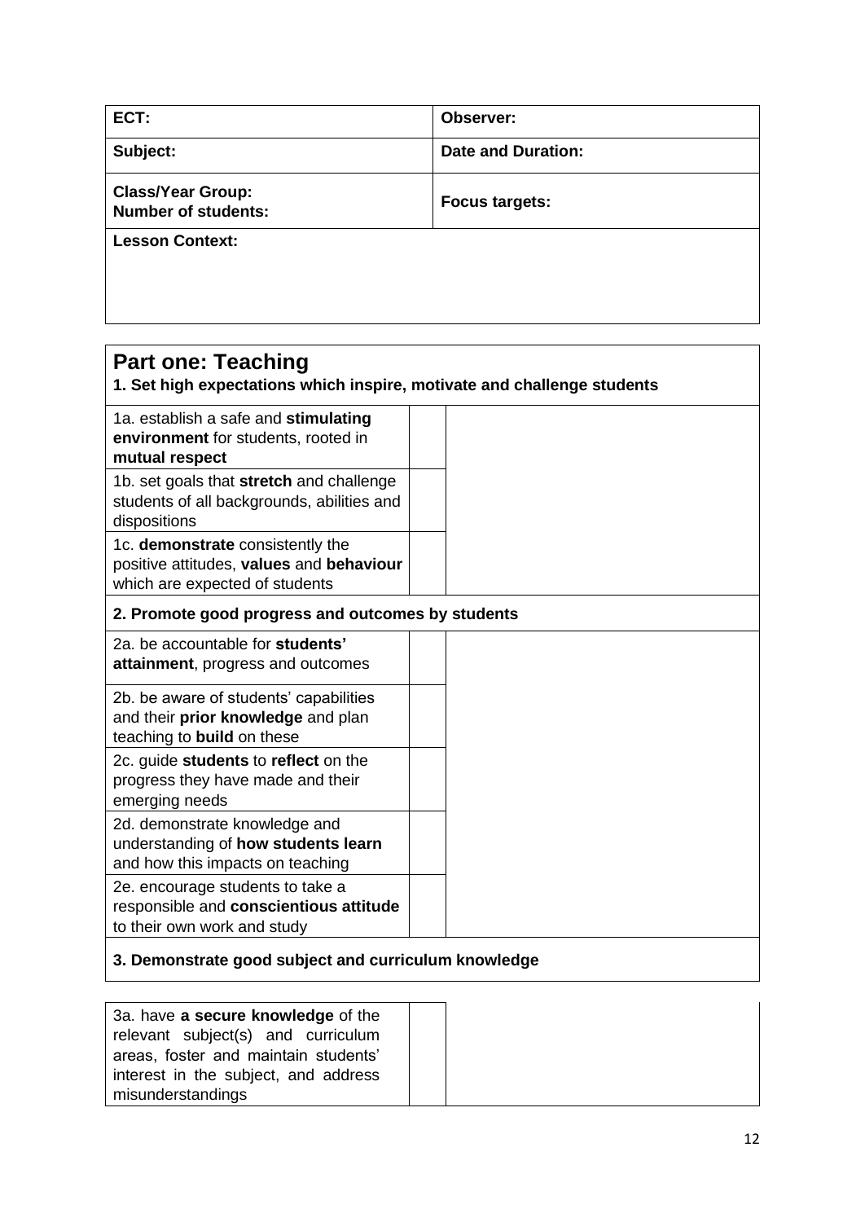| **ECT:** | **Observer:** |
| --- | --- |
| **Subject:** | **Date and Duration:** |
| **Class/Year Group:**<br>**Number of students:** | **Focus targets:** |
| **Lesson Context:** | |

## Part one: Teaching

**1. Set high expectations which inspire, motivate and challenge students**

| | | |
| --- | --- | --- |
| 1a. establish a safe and **stimulating environment** for students, rooted in **mutual respect** | | |
| 1b. set goals that **stretch** and challenge students of all backgrounds, abilities and dispositions | | |
| 1c. **demonstrate** consistently the positive attitudes, **values** and **behaviour** which are expected of students | | |

**2. Promote good progress and outcomes by students**

| | | |
| --- | --- | --- |
| 2a. be accountable for **students' attainment**, progress and outcomes | | |
| 2b. be aware of students' capabilities and their **prior knowledge** and plan teaching to **build** on these | | |
| 2c. guide **students** to **reflect** on the progress they have made and their emerging needs | | |
| 2d. demonstrate knowledge and understanding of **how students learn** and how this impacts on teaching | | |
| 2e. encourage students to take a responsible and **conscientious attitude** to their own work and study | | |

**3. Demonstrate good subject and curriculum knowledge**

| | | |
| --- | --- | --- |
| 3a. have **a secure knowledge** of the relevant subject(s) and curriculum areas, foster and maintain students' interest in the subject, and address misunderstandings | | |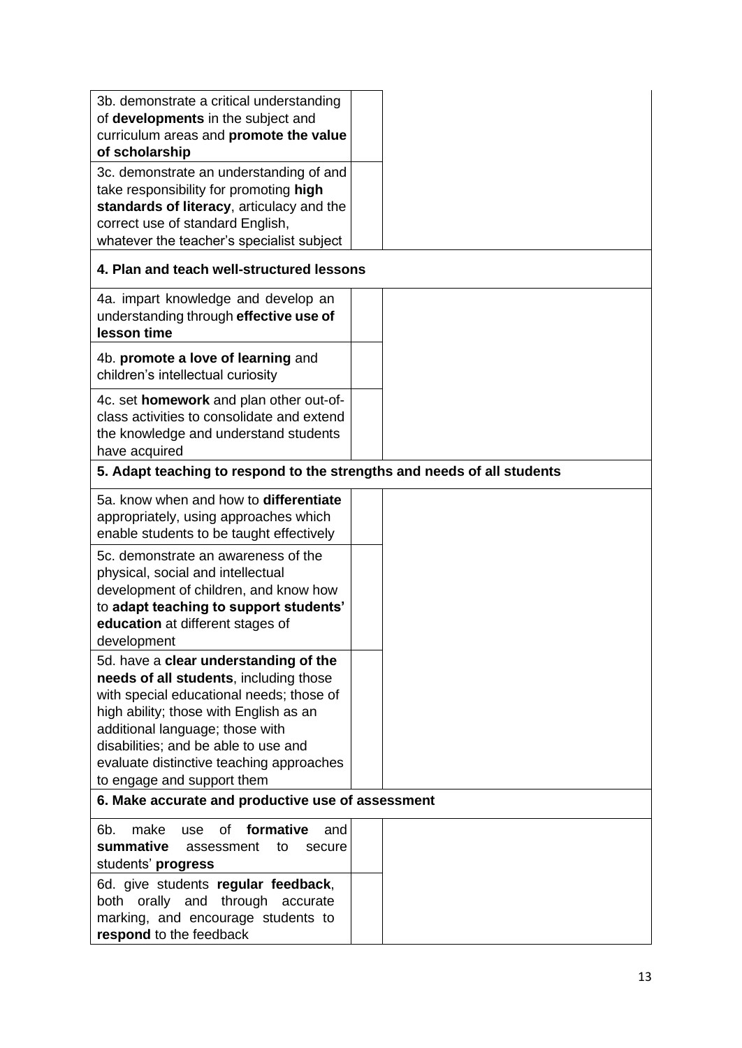| | | |
|---|---|---|
| 3b. demonstrate a critical understanding of **developments** in the subject and curriculum areas and **promote the value of scholarship** | | |
| 3c. demonstrate an understanding of and take responsibility for promoting **high standards of literacy**, articulacy and the correct use of standard English, whatever the teacher's specialist subject | | |
| **4. Plan and teach well-structured lessons** | | |
| 4a. impart knowledge and develop an understanding through **effective use of lesson time** | | |
| 4b. **promote a love of learning** and children's intellectual curiosity | | |
| 4c. set **homework** and plan other out-of-class activities to consolidate and extend the knowledge and understand students have acquired | | |
| **5. Adapt teaching to respond to the strengths and needs of all students** | | |
| 5a. know when and how to **differentiate** appropriately, using approaches which enable students to be taught effectively | | |
| 5c. demonstrate an awareness of the physical, social and intellectual development of children, and know how to **adapt teaching to support students' education** at different stages of development | | |
| 5d. have a **clear understanding of the needs of all students**, including those with special educational needs; those of high ability; those with English as an additional language; those with disabilities; and be able to use and evaluate distinctive teaching approaches to engage and support them | | |
| **6. Make accurate and productive use of assessment** | | |
| 6b. make use of **formative** and **summative** assessment to secure students' **progress** | | |
| 6d. give students **regular feedback**, both orally and through accurate marking, and encourage students to **respond** to the feedback | | |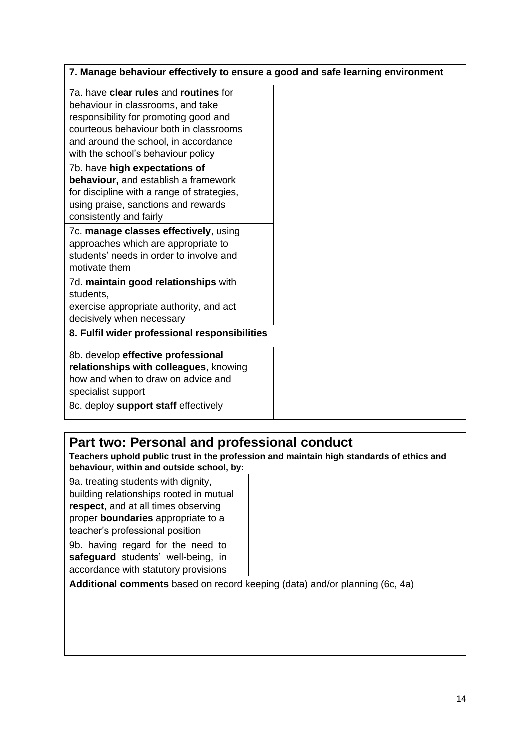| 7. Manage behaviour effectively to ensure a good and safe learning environment | | |
|---|---|---|
| 7a. have **clear rules** and **routines** for behaviour in classrooms, and take responsibility for promoting good and courteous behaviour both in classrooms and around the school, in accordance with the school's behaviour policy | | |
| 7b. have **high expectations of behaviour,** and establish a framework for discipline with a range of strategies, using praise, sanctions and rewards consistently and fairly | | |
| 7c. **manage classes effectively**, using approaches which are appropriate to students' needs in order to involve and motivate them | | |
| 7d. **maintain good relationships** with students, exercise appropriate authority, and act decisively when necessary | | |
| **8. Fulfil wider professional responsibilities** | | |
| 8b. develop **effective professional relationships with colleagues**, knowing how and when to draw on advice and specialist support | | |
| 8c. deploy **support staff** effectively | | |

## Part two: Personal and professional conduct

**Teachers uphold public trust in the profession and maintain high standards of ethics and behaviour, within and outside school, by:**

| | | |
|---|---|---|
| 9a. treating students with dignity, building relationships rooted in mutual **respect**, and at all times observing proper **boundaries** appropriate to a teacher's professional position | | |
| 9b. having regard for the need to **safeguard** students' well-being, in accordance with statutory provisions | | |

**Additional comments** based on record keeping (data) and/or planning (6c, 4a)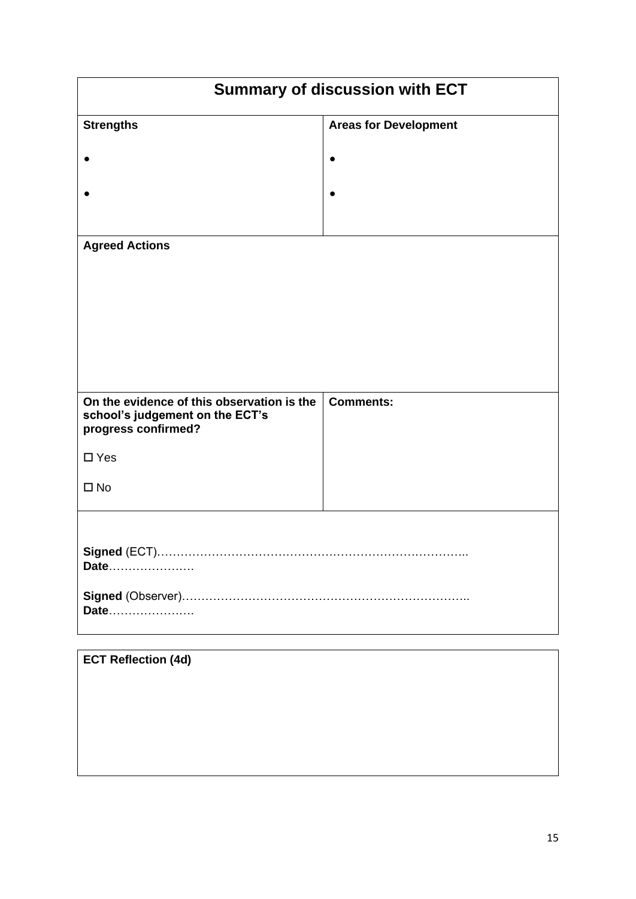| **Summary of discussion with ECT** | |
|---|---|
| **Strengths**<br><br>•<br><br>• | **Areas for Development**<br><br>•<br><br>• |
| **Agreed Actions** | |
| **On the evidence of this observation is the school's judgement on the ECT's progress confirmed?**<br><br>☐ Yes<br><br>☐ No | **Comments:** |
| **Signed** (ECT)……………………………………………………………………..<br>**Date**………………….<br><br>**Signed** (Observer)………………………………………………………………..<br>**Date**…………………. | |

| **ECT Reflection (4d)** |
|---|
| |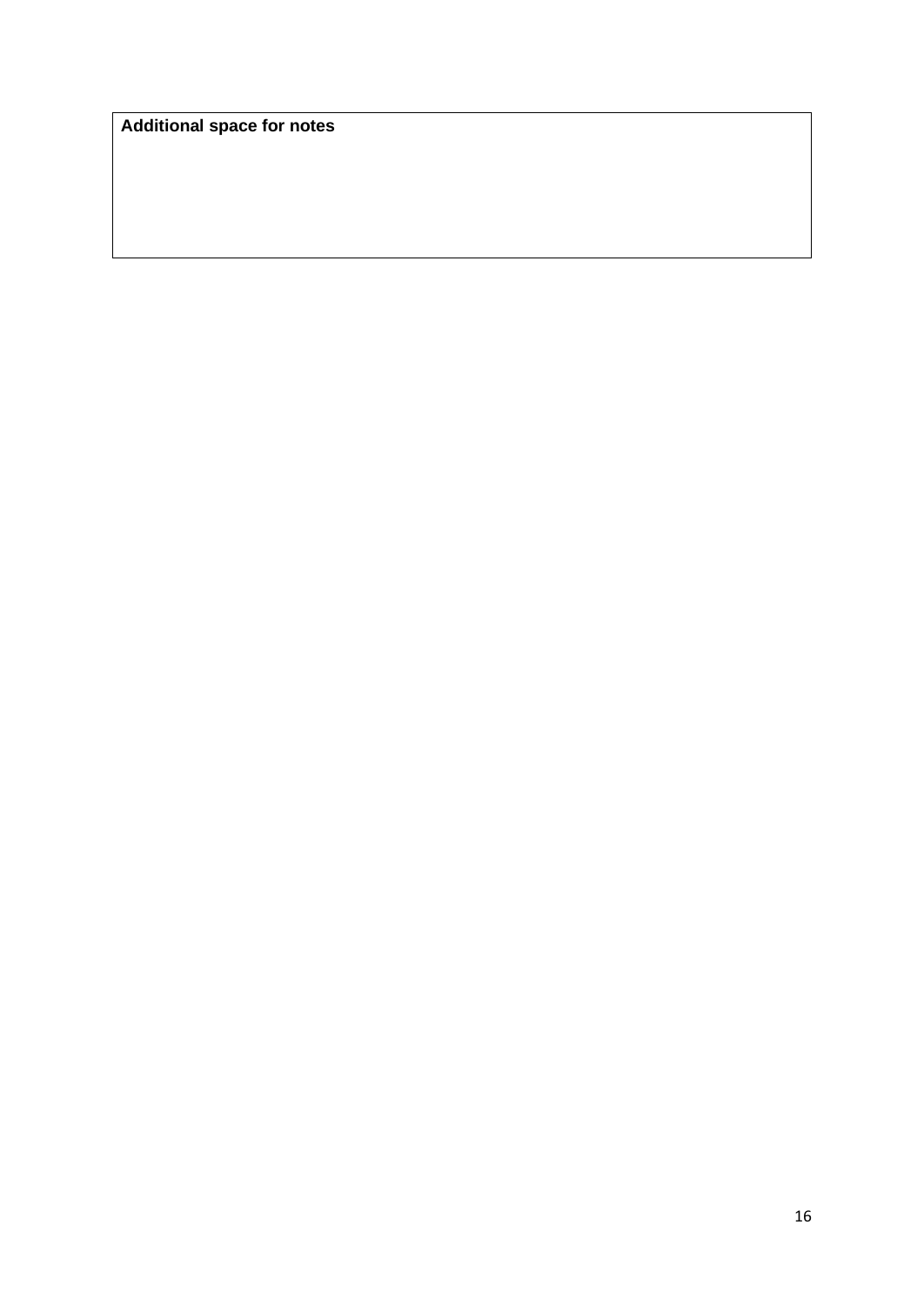**Additional space for notes**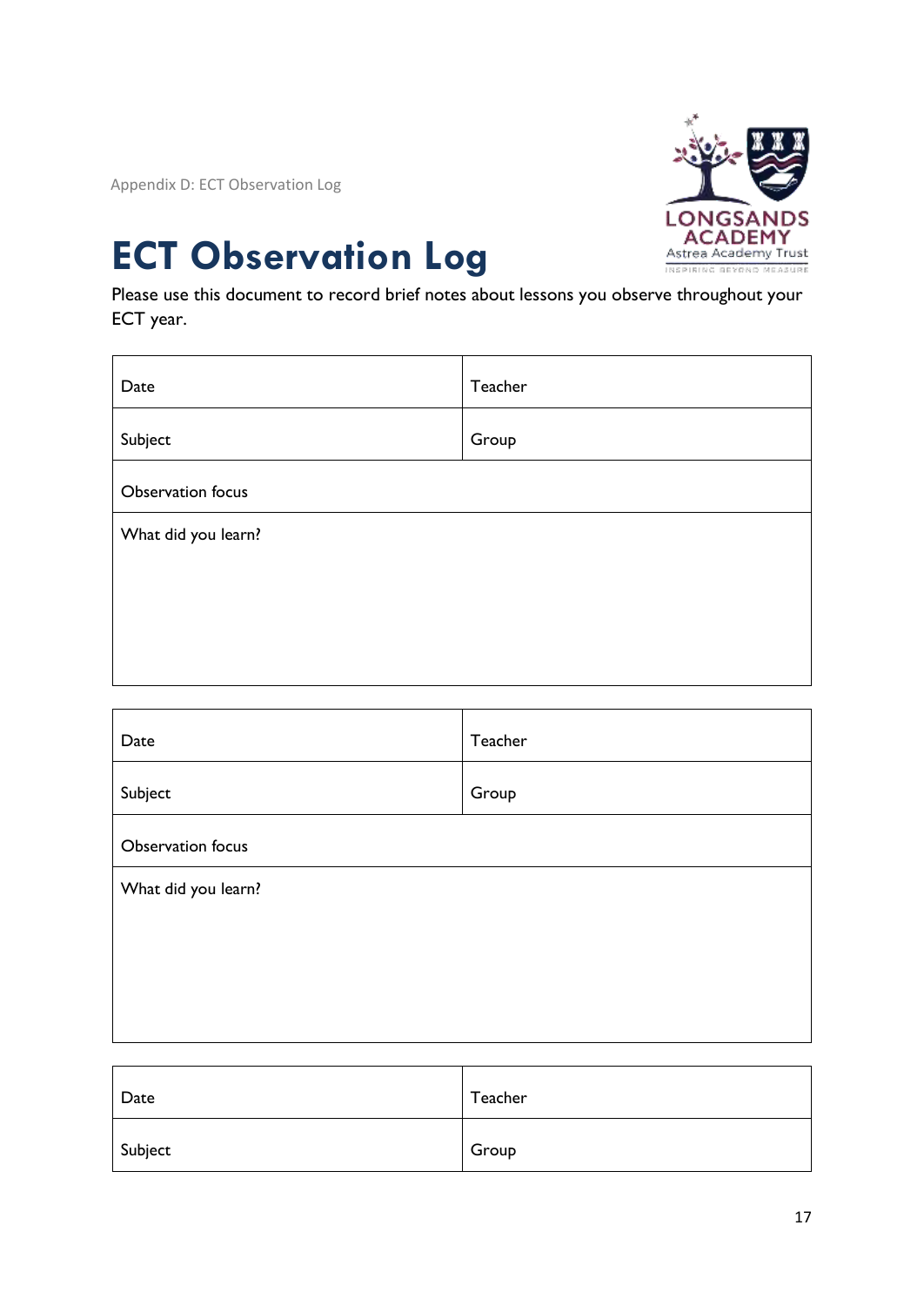Appendix D: ECT Observation Log

# ECT Observation Log

Please use this document to record brief notes about lessons you observe throughout your ECT year.

| Date | Teacher |
|---|---|
| Subject | Group |
| Observation focus | |
| What did you learn? | |

| Date | Teacher |
|---|---|
| Subject | Group |
| Observation focus | |
| What did you learn? | |

| Date | Teacher |
|---|---|
| Subject | Group |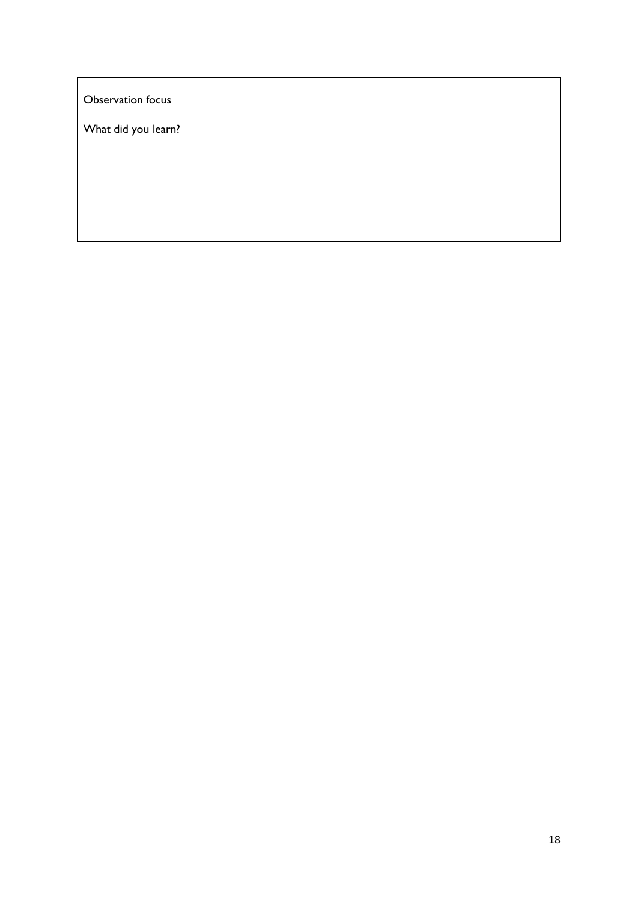| Observation focus |
| --- |
| What did you learn? |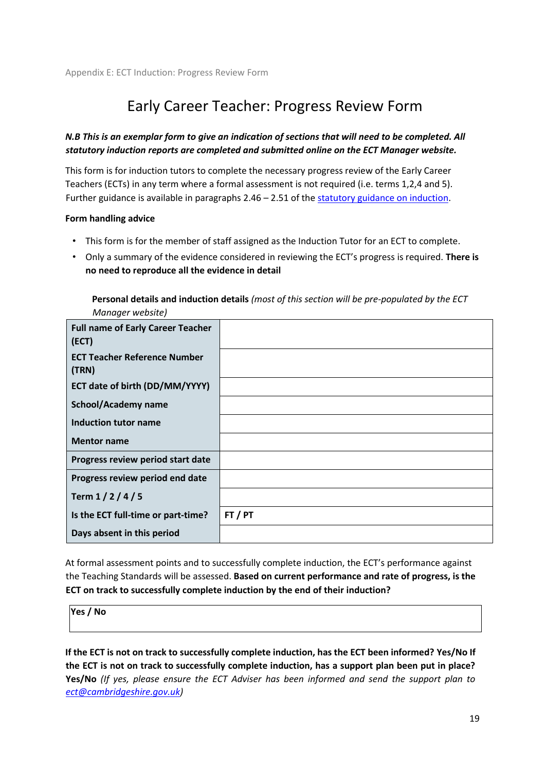Appendix E: ECT Induction: Progress Review Form

# Early Career Teacher: Progress Review Form

***N.B This is an exemplar form to give an indication of sections that will need to be completed. All statutory induction reports are completed and submitted online on the ECT Manager website.***

This form is for induction tutors to complete the necessary progress review of the Early Career Teachers (ECTs) in any term where a formal assessment is not required (i.e. terms 1,2,4 and 5). Further guidance is available in paragraphs 2.46 – 2.51 of the [statutory guidance on induction](statutory guidance on induction).

**Form handling advice**

- This form is for the member of staff assigned as the Induction Tutor for an ECT to complete.
- Only a summary of the evidence considered in reviewing the ECT's progress is required. **There is no need to reproduce all the evidence in detail**

**Personal details and induction details** *(most of this section will be pre-populated by the ECT Manager website)*

| | |
|---|---|
| **Full name of Early Career Teacher (ECT)** | |
| **ECT Teacher Reference Number (TRN)** | |
| **ECT date of birth (DD/MM/YYYY)** | |
| **School/Academy name** | |
| **Induction tutor name** | |
| **Mentor name** | |
| **Progress review period start date** | |
| **Progress review period end date** | |
| **Term 1 / 2 / 4 / 5** | |
| **Is the ECT full-time or part-time?** | **FT / PT** |
| **Days absent in this period** | |

At formal assessment points and to successfully complete induction, the ECT's performance against the Teaching Standards will be assessed. **Based on current performance and rate of progress, is the ECT on track to successfully complete induction by the end of their induction?**

| **Yes / No** |
|---|

**If the ECT is not on track to successfully complete induction, has the ECT been informed? Yes/No If the ECT is not on track to successfully complete induction, has a support plan been put in place? Yes/No** *(If yes, please ensure the ECT Adviser has been informed and send the support plan to [ect@cambridgeshire.gov.uk](mailto:ect@cambridgeshire.gov.uk))*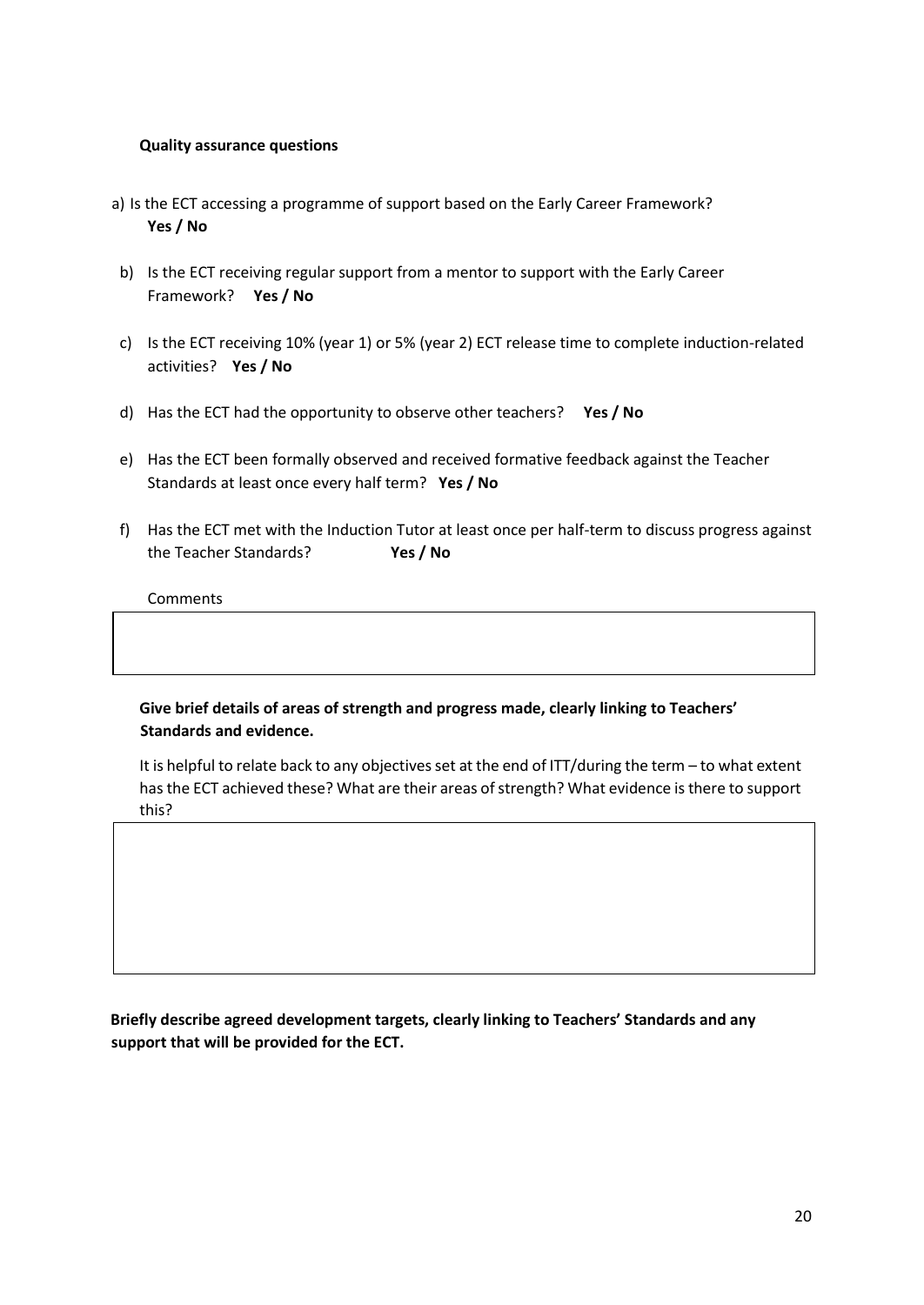**Quality assurance questions**

a) Is the ECT accessing a programme of support based on the Early Career Framework? **Yes / No**

b) Is the ECT receiving regular support from a mentor to support with the Early Career Framework? **Yes / No**

c) Is the ECT receiving 10% (year 1) or 5% (year 2) ECT release time to complete induction-related activities? **Yes / No**

d) Has the ECT had the opportunity to observe other teachers? **Yes / No**

e) Has the ECT been formally observed and received formative feedback against the Teacher Standards at least once every half term? **Yes / No**

f) Has the ECT met with the Induction Tutor at least once per half-term to discuss progress against the Teacher Standards? **Yes / No**

Comments

| |
|---|
| |

**Give brief details of areas of strength and progress made, clearly linking to Teachers' Standards and evidence.**

It is helpful to relate back to any objectives set at the end of ITT/during the term – to what extent has the ECT achieved these? What are their areas of strength? What evidence is there to support this?

| |
|---|
| |

**Briefly describe agreed development targets, clearly linking to Teachers' Standards and any support that will be provided for the ECT.**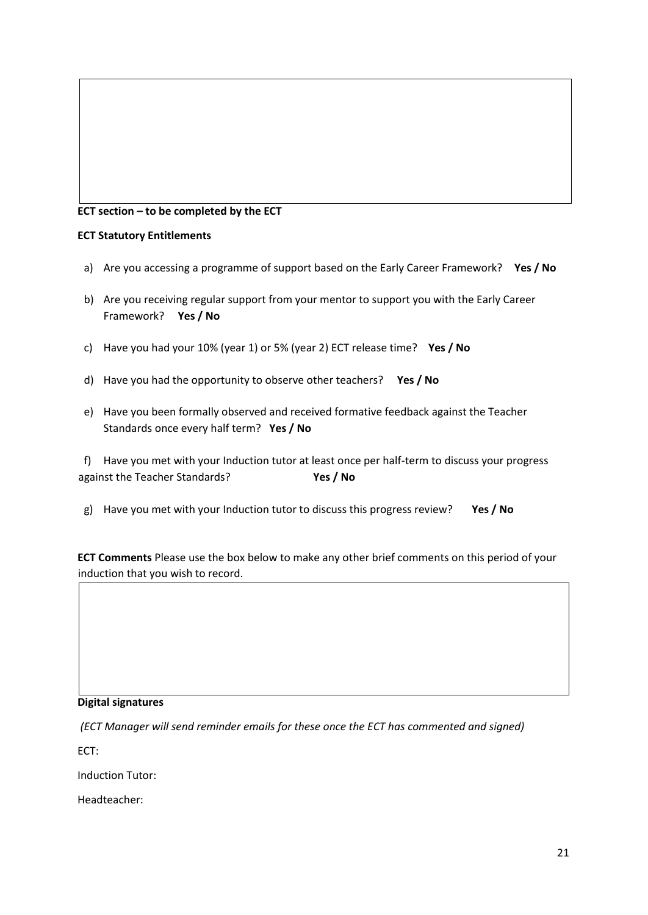**ECT section – to be completed by the ECT**

**ECT Statutory Entitlements**

a) Are you accessing a programme of support based on the Early Career Framework? **Yes / No**

b) Are you receiving regular support from your mentor to support you with the Early Career Framework? **Yes / No**

c) Have you had your 10% (year 1) or 5% (year 2) ECT release time? **Yes / No**

d) Have you had the opportunity to observe other teachers? **Yes / No**

e) Have you been formally observed and received formative feedback against the Teacher Standards once every half term? **Yes / No**

f) Have you met with your Induction tutor at least once per half-term to discuss your progress against the Teacher Standards? **Yes / No**

g) Have you met with your Induction tutor to discuss this progress review? **Yes / No**

**ECT Comments** Please use the box below to make any other brief comments on this period of your induction that you wish to record.

**Digital signatures**

*(ECT Manager will send reminder emails for these once the ECT has commented and signed)*

ECT:

Induction Tutor:

Headteacher: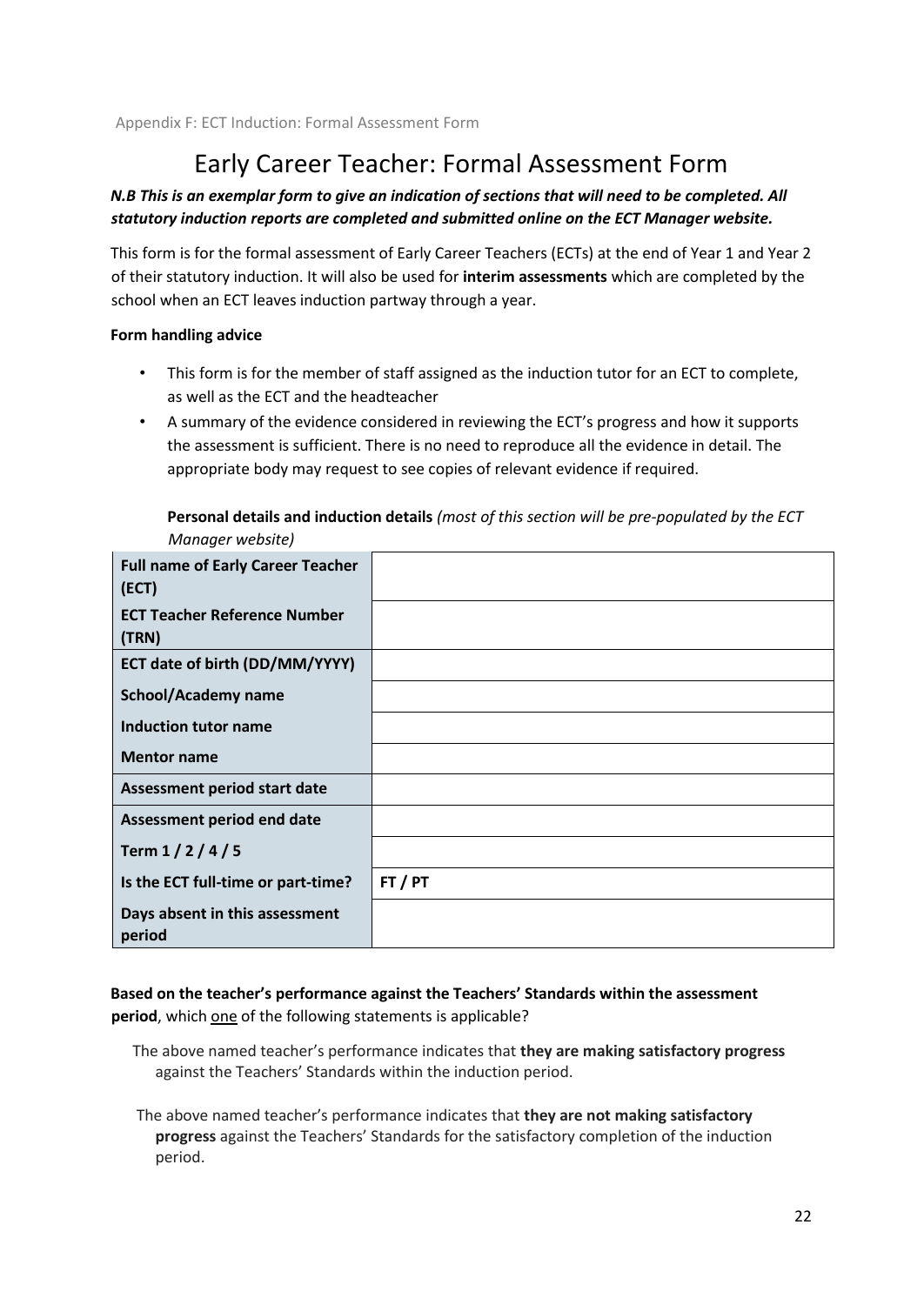Appendix F: ECT Induction: Formal Assessment Form

# Early Career Teacher: Formal Assessment Form

***N.B This is an exemplar form to give an indication of sections that will need to be completed. All statutory induction reports are completed and submitted online on the ECT Manager website.***

This form is for the formal assessment of Early Career Teachers (ECTs) at the end of Year 1 and Year 2 of their statutory induction. It will also be used for **interim assessments** which are completed by the school when an ECT leaves induction partway through a year.

**Form handling advice**

- This form is for the member of staff assigned as the induction tutor for an ECT to complete, as well as the ECT and the headteacher
- A summary of the evidence considered in reviewing the ECT's progress and how it supports the assessment is sufficient. There is no need to reproduce all the evidence in detail. The appropriate body may request to see copies of relevant evidence if required.

**Personal details and induction details** *(most of this section will be pre-populated by the ECT Manager website)*

| | |
|---|---|
| **Full name of Early Career Teacher (ECT)** | |
| **ECT Teacher Reference Number (TRN)** | |
| **ECT date of birth (DD/MM/YYYY)** | |
| **School/Academy name** | |
| **Induction tutor name** | |
| **Mentor name** | |
| **Assessment period start date** | |
| **Assessment period end date** | |
| **Term 1 / 2 / 4 / 5** | |
| **Is the ECT full-time or part-time?** | **FT / PT** |
| **Days absent in this assessment period** | |

**Based on the teacher's performance against the Teachers' Standards within the assessment period**, which one of the following statements is applicable?

The above named teacher's performance indicates that **they are making satisfactory progress** against the Teachers' Standards within the induction period.

The above named teacher's performance indicates that **they are not making satisfactory progress** against the Teachers' Standards for the satisfactory completion of the induction period.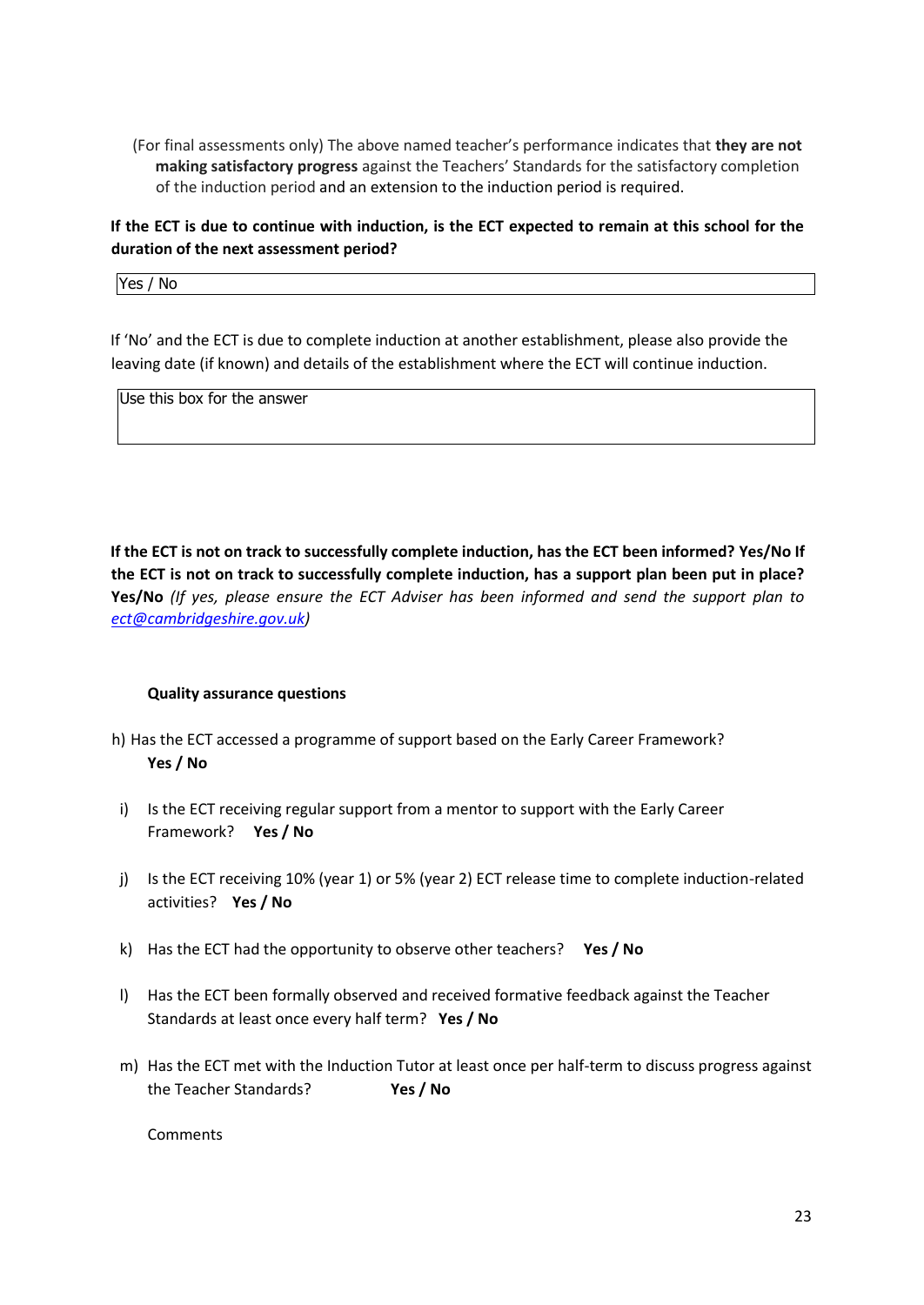(For final assessments only) The above named teacher's performance indicates that **they are not making satisfactory progress** against the Teachers' Standards for the satisfactory completion of the induction period and an extension to the induction period is required.

**If the ECT is due to continue with induction, is the ECT expected to remain at this school for the duration of the next assessment period?**

| Yes / No |
|---|

If 'No' and the ECT is due to complete induction at another establishment, please also provide the leaving date (if known) and details of the establishment where the ECT will continue induction.

| Use this box for the answer |
|---|

**If the ECT is not on track to successfully complete induction, has the ECT been informed? Yes/No If the ECT is not on track to successfully complete induction, has a support plan been put in place? Yes/No** *(If yes, please ensure the ECT Adviser has been informed and send the support plan to ect@cambridgeshire.gov.uk)*

**Quality assurance questions**

h) Has the ECT accessed a programme of support based on the Early Career Framework? **Yes / No**

i) Is the ECT receiving regular support from a mentor to support with the Early Career Framework? **Yes / No**

j) Is the ECT receiving 10% (year 1) or 5% (year 2) ECT release time to complete induction-related activities? **Yes / No**

k) Has the ECT had the opportunity to observe other teachers? **Yes / No**

l) Has the ECT been formally observed and received formative feedback against the Teacher Standards at least once every half term? **Yes / No**

m) Has the ECT met with the Induction Tutor at least once per half-term to discuss progress against the Teacher Standards? **Yes / No**

Comments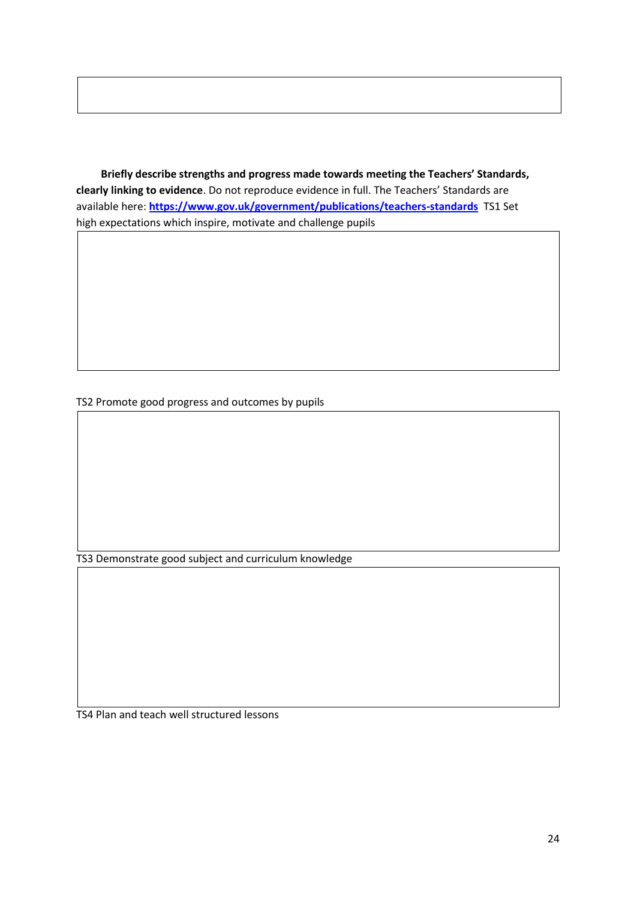**Briefly describe strengths and progress made towards meeting the Teachers' Standards, clearly linking to evidence**. Do not reproduce evidence in full. The Teachers' Standards are available here: **https://www.gov.uk/government/publications/teachers-standards**

TS1 Set high expectations which inspire, motivate and challenge pupils

TS2 Promote good progress and outcomes by pupils

TS3 Demonstrate good subject and curriculum knowledge

TS4 Plan and teach well structured lessons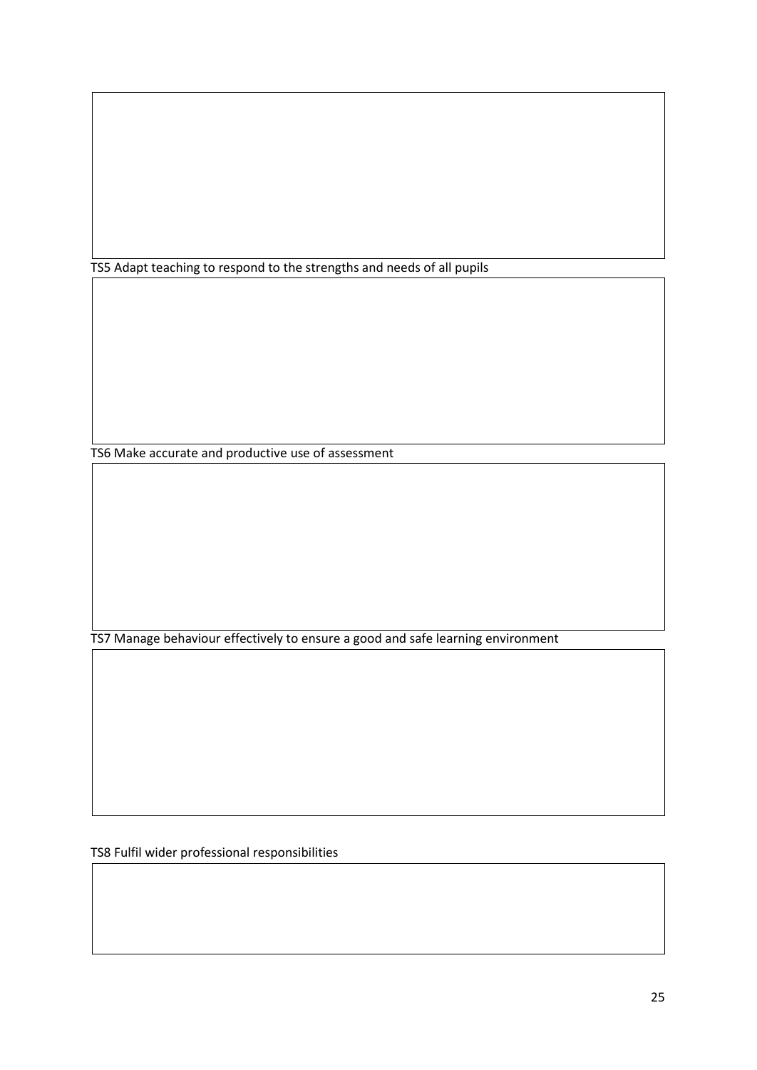TS5 Adapt teaching to respond to the strengths and needs of all pupils

TS6 Make accurate and productive use of assessment

TS7 Manage behaviour effectively to ensure a good and safe learning environment

TS8 Fulfil wider professional responsibilities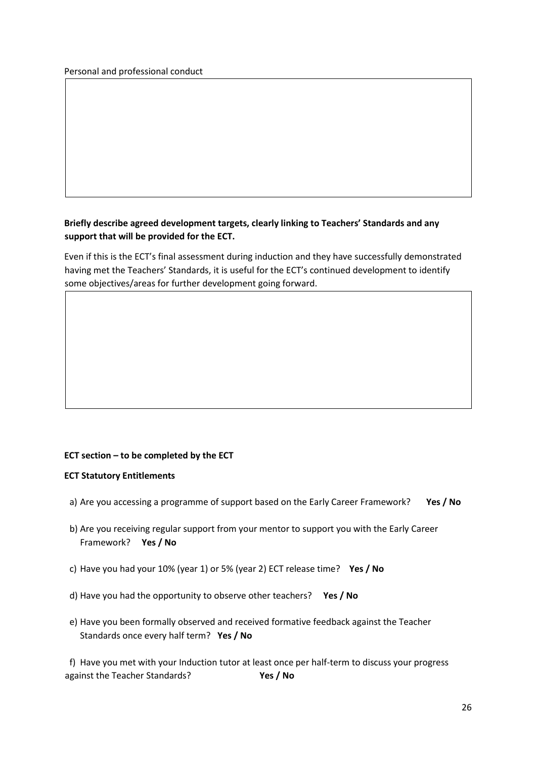Personal and professional conduct

|  |
|---|
|  |

**Briefly describe agreed development targets, clearly linking to Teachers' Standards and any support that will be provided for the ECT.**

Even if this is the ECT's final assessment during induction and they have successfully demonstrated having met the Teachers' Standards, it is useful for the ECT's continued development to identify some objectives/areas for further development going forward.

|  |
|---|
|  |

**ECT section – to be completed by the ECT**

**ECT Statutory Entitlements**

a) Are you accessing a programme of support based on the Early Career Framework? **Yes / No**

b) Are you receiving regular support from your mentor to support you with the Early Career Framework? **Yes / No**

c) Have you had your 10% (year 1) or 5% (year 2) ECT release time? **Yes / No**

d) Have you had the opportunity to observe other teachers? **Yes / No**

e) Have you been formally observed and received formative feedback against the Teacher Standards once every half term? **Yes / No**

f) Have you met with your Induction tutor at least once per half-term to discuss your progress against the Teacher Standards? **Yes / No**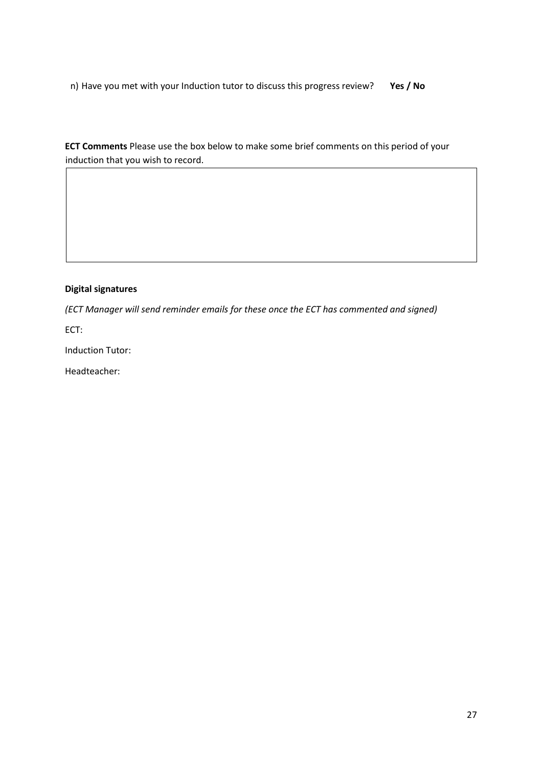n) Have you met with your Induction tutor to discuss this progress review? **Yes / No**

**ECT Comments** Please use the box below to make some brief comments on this period of your induction that you wish to record.

| |
|---|
| |

**Digital signatures**

*(ECT Manager will send reminder emails for these once the ECT has commented and signed)*

ECT:

Induction Tutor:

Headteacher: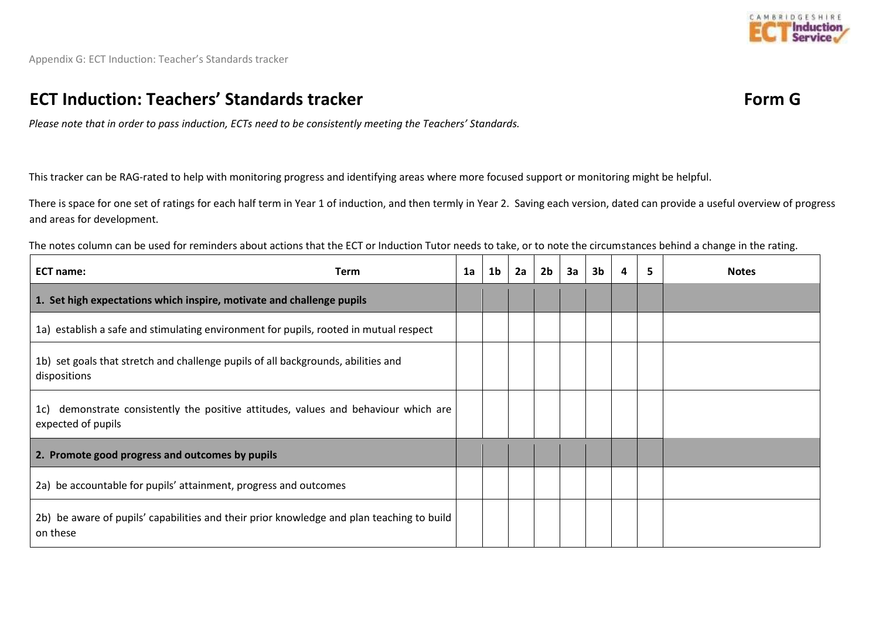Appendix G: ECT Induction: Teacher's Standards tracker

## ECT Induction: Teachers' Standards tracker

**Form G**

*Please note that in order to pass induction, ECTs need to be consistently meeting the Teachers' Standards.*

This tracker can be RAG-rated to help with monitoring progress and identifying areas where more focused support or monitoring might be helpful.

There is space for one set of ratings for each half term in Year 1 of induction, and then termly in Year 2. Saving each version, dated can provide a useful overview of progress and areas for development.

The notes column can be used for reminders about actions that the ECT or Induction Tutor needs to take, or to note the circumstances behind a change in the rating.

| **ECT name:** **Term** | **1a** | **1b** | **2a** | **2b** | **3a** | **3b** | **4** | **5** | **Notes** |
|---|---|---|---|---|---|---|---|---|---|
| **1. Set high expectations which inspire, motivate and challenge pupils** | | | | | | | | | |
| 1a) establish a safe and stimulating environment for pupils, rooted in mutual respect | | | | | | | | | |
| 1b) set goals that stretch and challenge pupils of all backgrounds, abilities and dispositions | | | | | | | | | |
| 1c) demonstrate consistently the positive attitudes, values and behaviour which are expected of pupils | | | | | | | | | |
| **2. Promote good progress and outcomes by pupils** | | | | | | | | | |
| 2a) be accountable for pupils' attainment, progress and outcomes | | | | | | | | | |
| 2b) be aware of pupils' capabilities and their prior knowledge and plan teaching to build on these | | | | | | | | | |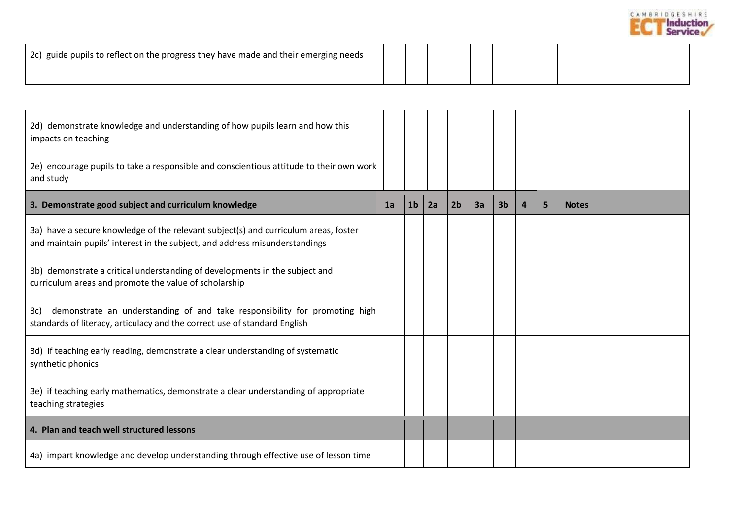| 2c) guide pupils to reflect on the progress they have made and their emerging needs | | | | | | | | | |
|---|---|---|---|---|---|---|---|---|---|
| 2d) demonstrate knowledge and understanding of how pupils learn and how this impacts on teaching | | | | | | | | | |
| 2e) encourage pupils to take a responsible and conscientious attitude to their own work and study | | | | | | | | | |
| **3. Demonstrate good subject and curriculum knowledge** | **1a** | **1b** | **2a** | **2b** | **3a** | **3b** | **4** | **5** | **Notes** |
| 3a) have a secure knowledge of the relevant subject(s) and curriculum areas, foster and maintain pupils' interest in the subject, and address misunderstandings | | | | | | | | | |
| 3b) demonstrate a critical understanding of developments in the subject and curriculum areas and promote the value of scholarship | | | | | | | | | |
| 3c) demonstrate an understanding of and take responsibility for promoting high standards of literacy, articulacy and the correct use of standard English | | | | | | | | | |
| 3d) if teaching early reading, demonstrate a clear understanding of systematic synthetic phonics | | | | | | | | | |
| 3e) if teaching early mathematics, demonstrate a clear understanding of appropriate teaching strategies | | | | | | | | | |
| **4. Plan and teach well structured lessons** | | | | | | | | | |
| 4a) impart knowledge and develop understanding through effective use of lesson time | | | | | | | | | |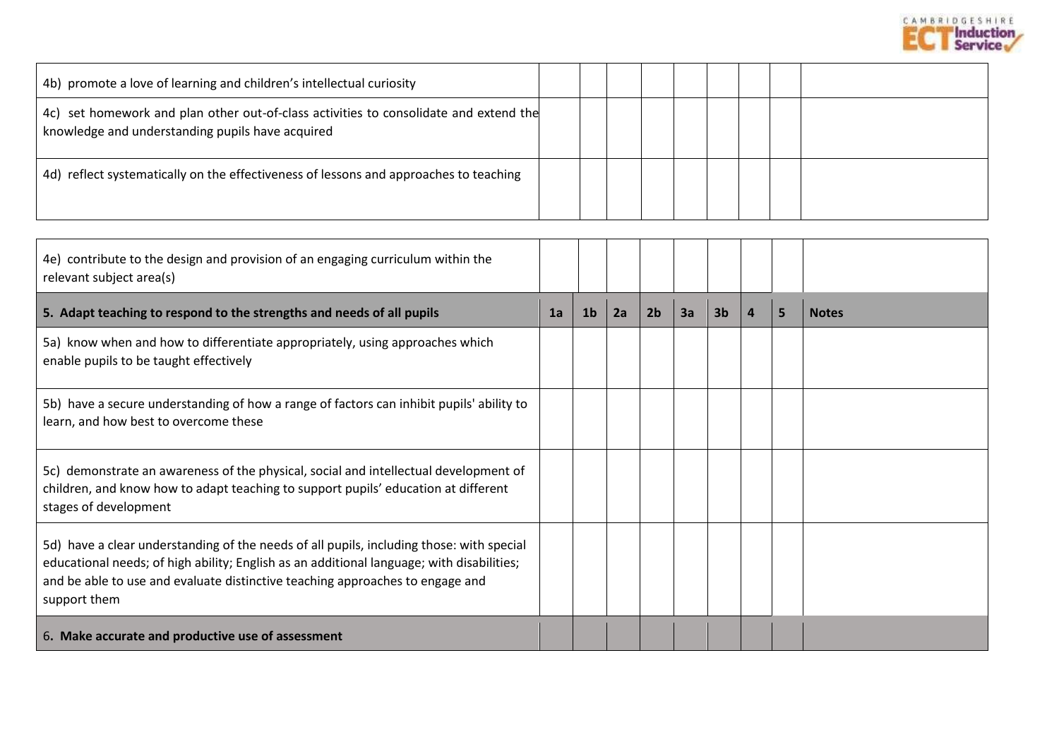| | | | | | | | | | |
|---|---|---|---|---|---|---|---|---|---|
| 4b) promote a love of learning and children's intellectual curiosity | | | | | | | | | |
| 4c) set homework and plan other out-of-class activities to consolidate and extend the knowledge and understanding pupils have acquired | | | | | | | | | |
| 4d) reflect systematically on the effectiveness of lessons and approaches to teaching | | | | | | | | | |

| | | | | | | | | | |
|---|---|---|---|---|---|---|---|---|---|
| 4e) contribute to the design and provision of an engaging curriculum within the relevant subject area(s) | | | | | | | | | |
| **5. Adapt teaching to respond to the strengths and needs of all pupils** | **1a** | **1b** | **2a** | **2b** | **3a** | **3b** | **4** | **5** | **Notes** |
| 5a) know when and how to differentiate appropriately, using approaches which enable pupils to be taught effectively | | | | | | | | | |
| 5b) have a secure understanding of how a range of factors can inhibit pupils' ability to learn, and how best to overcome these | | | | | | | | | |
| 5c) demonstrate an awareness of the physical, social and intellectual development of children, and know how to adapt teaching to support pupils' education at different stages of development | | | | | | | | | |
| 5d) have a clear understanding of the needs of all pupils, including those: with special educational needs; of high ability; English as an additional language; with disabilities; and be able to use and evaluate distinctive teaching approaches to engage and support them | | | | | | | | | |
| 6**. Make accurate and productive use of assessment** | | | | | | | | | |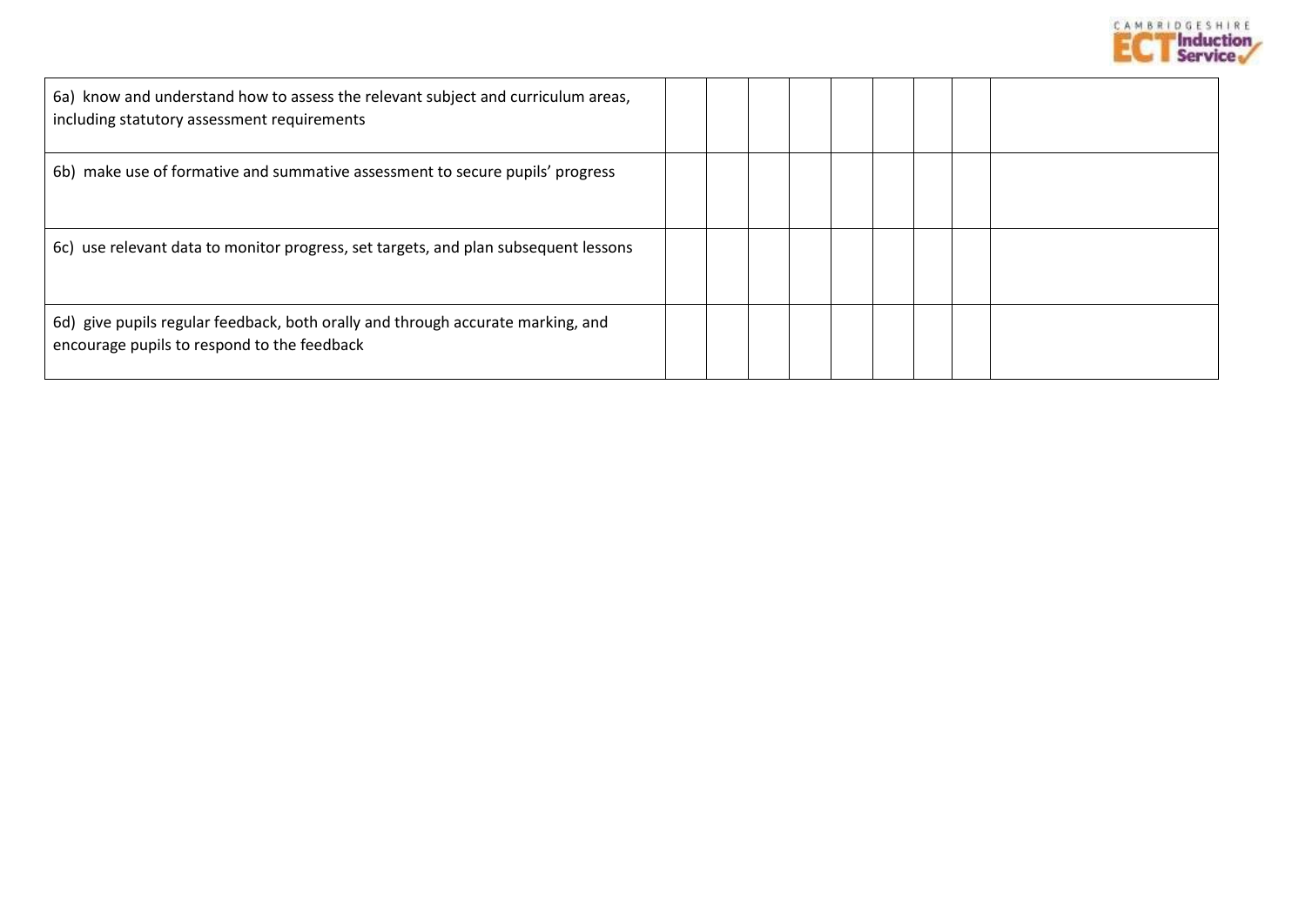| | | | | | | | | |
|---|---|---|---|---|---|---|---|---|
| 6a) know and understand how to assess the relevant subject and curriculum areas, including statutory assessment requirements | | | | | | | | |
| 6b) make use of formative and summative assessment to secure pupils' progress | | | | | | | | |
| 6c) use relevant data to monitor progress, set targets, and plan subsequent lessons | | | | | | | | |
| 6d) give pupils regular feedback, both orally and through accurate marking, and encourage pupils to respond to the feedback | | | | | | | | |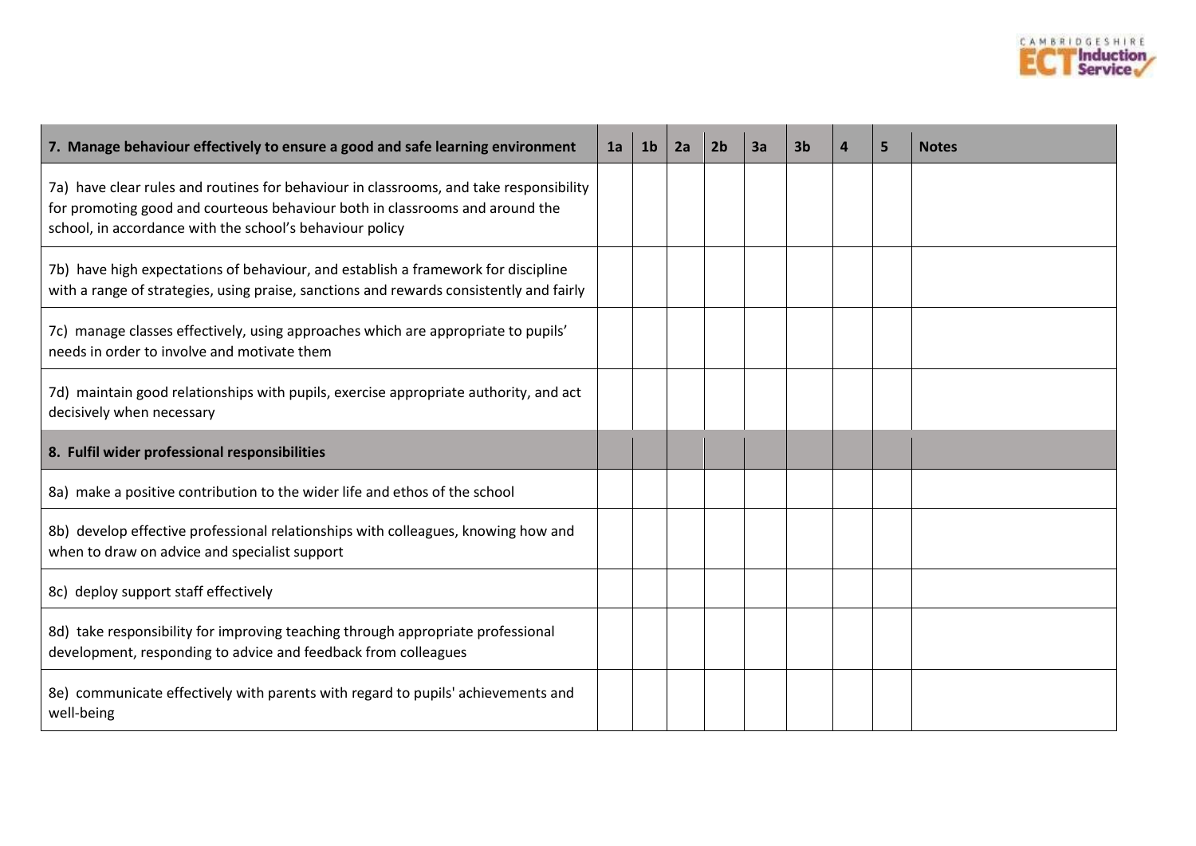| 7. Manage behaviour effectively to ensure a good and safe learning environment | 1a | 1b | 2a | 2b | 3a | 3b | 4 | 5 | Notes |
|---|---|---|---|---|---|---|---|---|---|
| 7a) have clear rules and routines for behaviour in classrooms, and take responsibility for promoting good and courteous behaviour both in classrooms and around the school, in accordance with the school's behaviour policy | | | | | | | | | |
| 7b) have high expectations of behaviour, and establish a framework for discipline with a range of strategies, using praise, sanctions and rewards consistently and fairly | | | | | | | | | |
| 7c) manage classes effectively, using approaches which are appropriate to pupils' needs in order to involve and motivate them | | | | | | | | | |
| 7d) maintain good relationships with pupils, exercise appropriate authority, and act decisively when necessary | | | | | | | | | |
| **8. Fulfil wider professional responsibilities** | | | | | | | | | |
| 8a) make a positive contribution to the wider life and ethos of the school | | | | | | | | | |
| 8b) develop effective professional relationships with colleagues, knowing how and when to draw on advice and specialist support | | | | | | | | | |
| 8c) deploy support staff effectively | | | | | | | | | |
| 8d) take responsibility for improving teaching through appropriate professional development, responding to advice and feedback from colleagues | | | | | | | | | |
| 8e) communicate effectively with parents with regard to pupils' achievements and well-being | | | | | | | | | |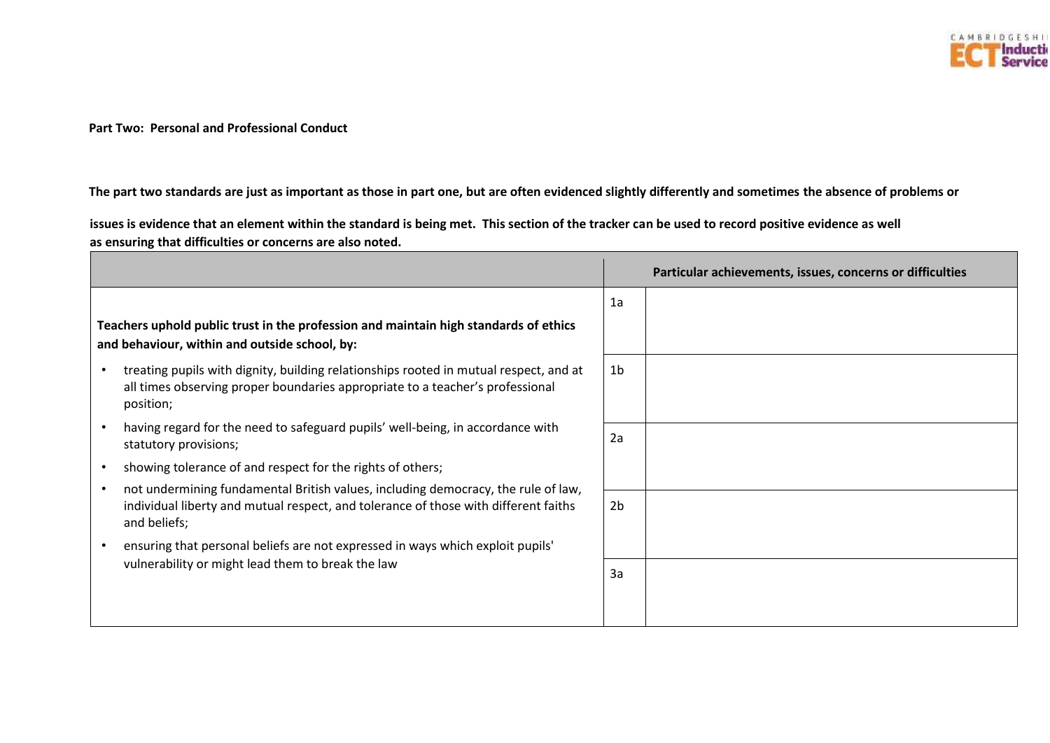**Part Two: Personal and Professional Conduct**

**The part two standards are just as important as those in part one, but are often evidenced slightly differently and sometimes the absence of problems or issues is evidence that an element within the standard is being met. This section of the tracker can be used to record positive evidence as well as ensuring that difficulties or concerns are also noted.**

| | | Particular achievements, issues, concerns or difficulties |
|---|---|---|
| **Teachers uphold public trust in the profession and maintain high standards of ethics and behaviour, within and outside school, by:**<br>• treating pupils with dignity, building relationships rooted in mutual respect, and at all times observing proper boundaries appropriate to a teacher's professional position;<br>• having regard for the need to safeguard pupils' well-being, in accordance with statutory provisions;<br>• showing tolerance of and respect for the rights of others;<br>• not undermining fundamental British values, including democracy, the rule of law, individual liberty and mutual respect, and tolerance of those with different faiths and beliefs;<br>• ensuring that personal beliefs are not expressed in ways which exploit pupils' vulnerability or might lead them to break the law | 1a | |
| | 1b | |
| | 2a | |
| | 2b | |
| | 3a | |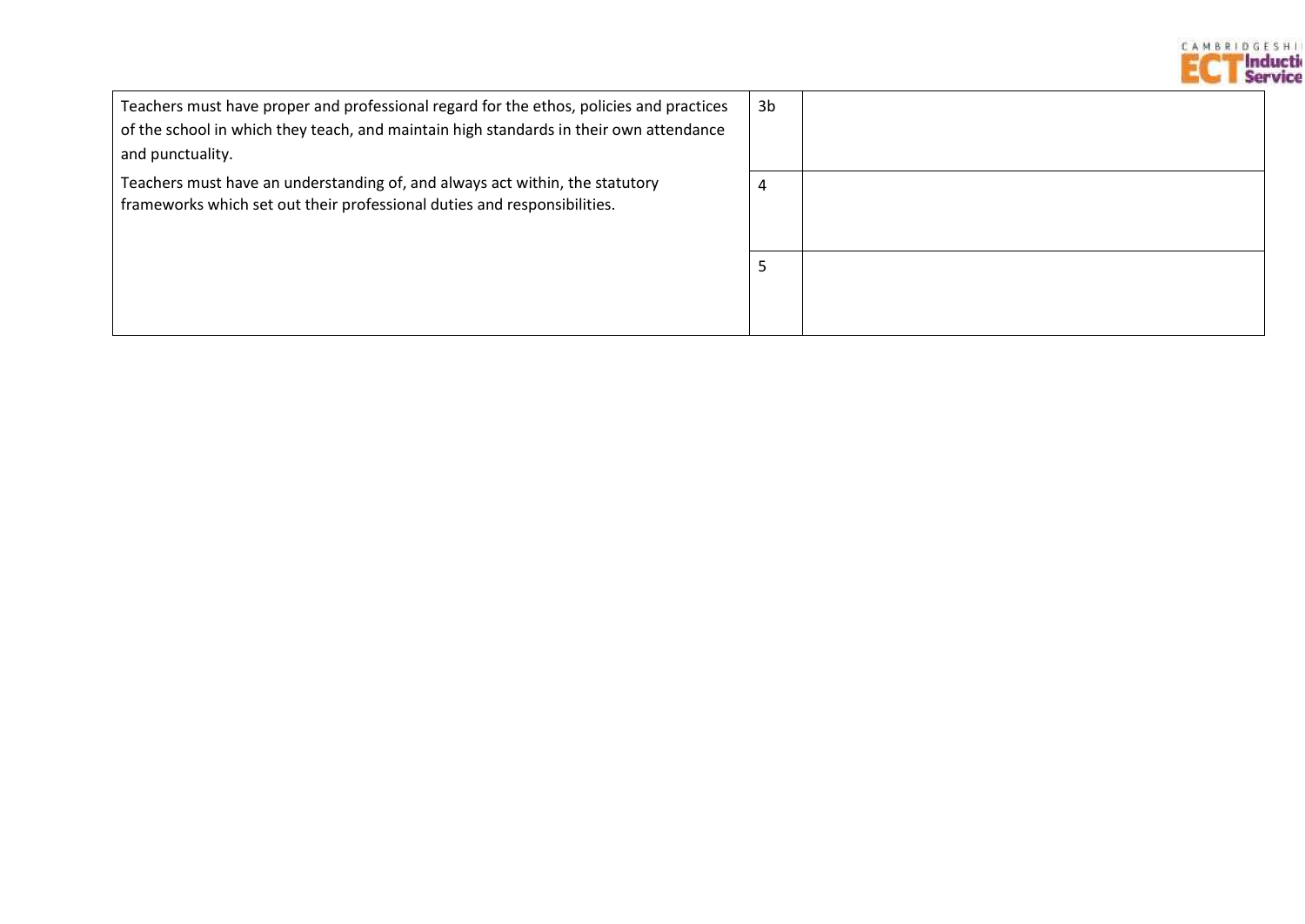| | | |
|---|---|---|
| Teachers must have proper and professional regard for the ethos, policies and practices of the school in which they teach, and maintain high standards in their own attendance and punctuality. | 3b | |
| Teachers must have an understanding of, and always act within, the statutory frameworks which set out their professional duties and responsibilities. | 4 | |
| | 5 | |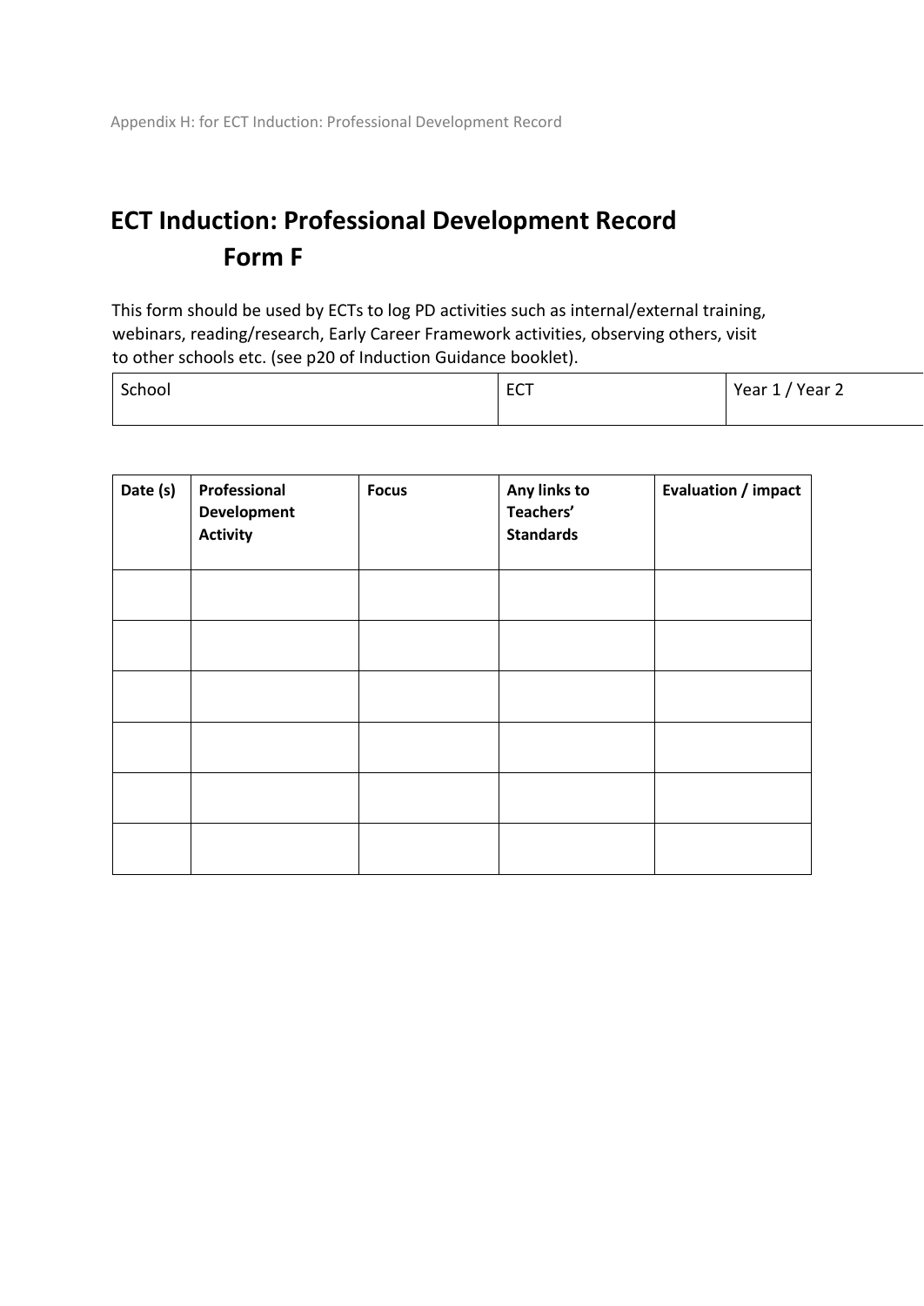# ECT Induction: Professional Development Record

## Form F

This form should be used by ECTs to log PD activities such as internal/external training, webinars, reading/research, Early Career Framework activities, observing others, visit to other schools etc. (see p20 of Induction Guidance booklet).

| School | ECT | Year 1 / Year 2 |
|---|---|---|

| Date (s) | Professional Development Activity | Focus | Any links to Teachers' Standards | Evaluation / impact |
|---|---|---|---|---|
| | | | | |
| | | | | |
| | | | | |
| | | | | |
| | | | | |
| | | | | |